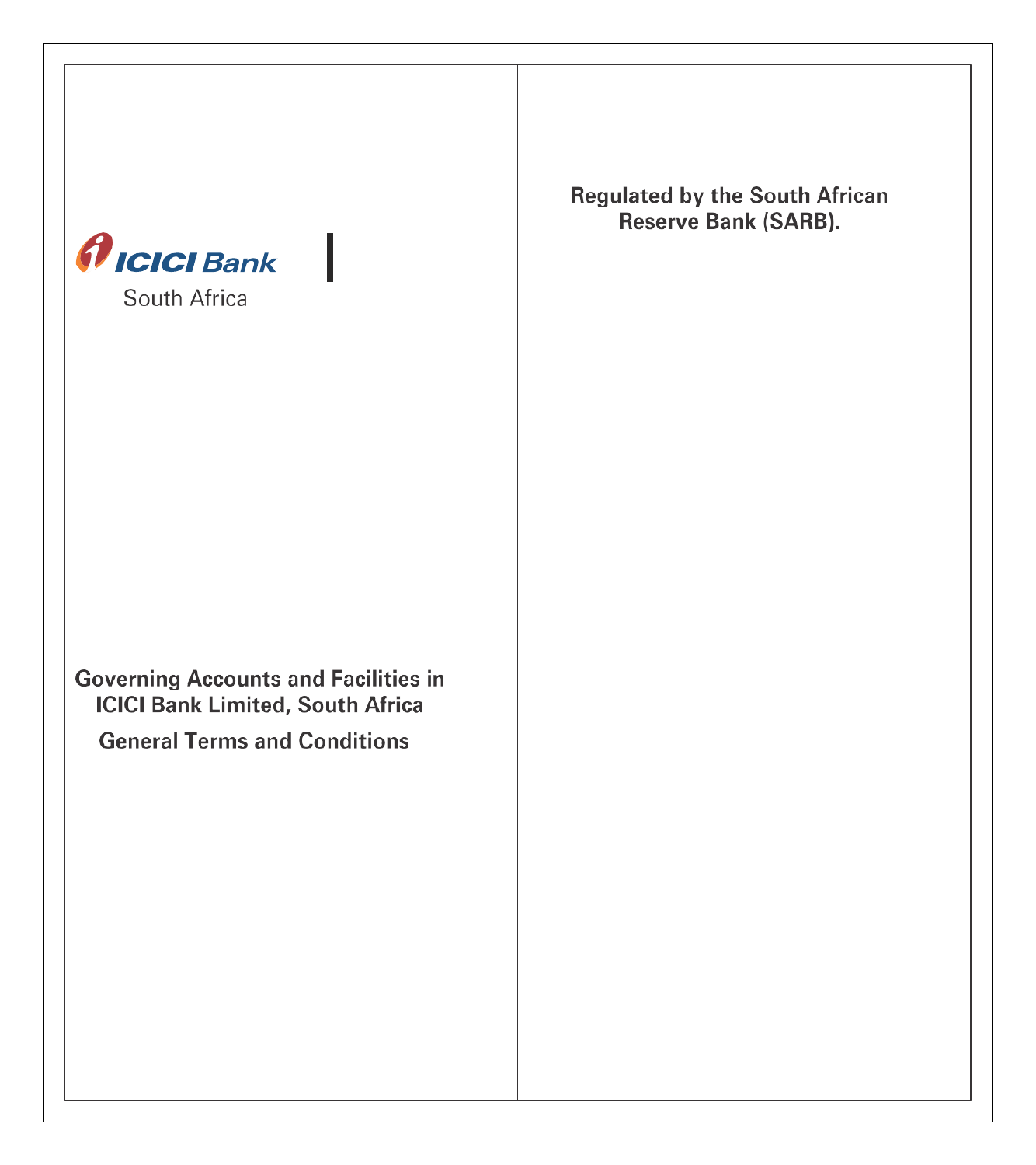ICICI Bank

South Africa

# Governing Accounts and Facilities in ICICI Bank Limited, South Africa

## General Terms and Conditions

**Regulated by the South African Reserve Bank (SARB).**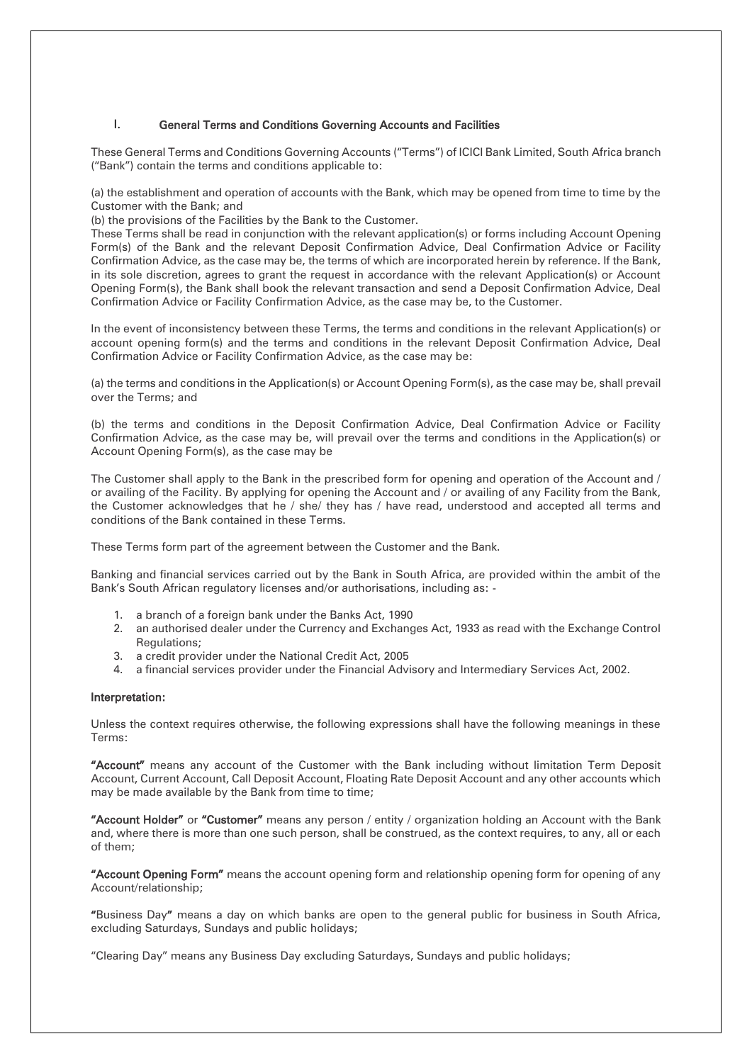## I. General Terms and Conditions Governing Accounts and Facilities

These General Terms and Conditions Governing Accounts ("Terms") of ICICI Bank Limited, South Africa branch ("Bank") contain the terms and conditions applicable to:

(a) the establishment and operation of accounts with the Bank, which may be opened from time to time by the Customer with the Bank; and
(b) the provisions of the Facilities by the Bank to the Customer.
These Terms shall be read in conjunction with the relevant application(s) or forms including Account Opening Form(s) of the Bank and the relevant Deposit Confirmation Advice, Deal Confirmation Advice or Facility Confirmation Advice, as the case may be, the terms of which are incorporated herein by reference. If the Bank, in its sole discretion, agrees to grant the request in accordance with the relevant Application(s) or Account Opening Form(s), the Bank shall book the relevant transaction and send a Deposit Confirmation Advice, Deal Confirmation Advice or Facility Confirmation Advice, as the case may be, to the Customer.

In the event of inconsistency between these Terms, the terms and conditions in the relevant Application(s) or account opening form(s) and the terms and conditions in the relevant Deposit Confirmation Advice, Deal Confirmation Advice or Facility Confirmation Advice, as the case may be:

(a) the terms and conditions in the Application(s) or Account Opening Form(s), as the case may be, shall prevail over the Terms; and

(b) the terms and conditions in the Deposit Confirmation Advice, Deal Confirmation Advice or Facility Confirmation Advice, as the case may be, will prevail over the terms and conditions in the Application(s) or Account Opening Form(s), as the case may be

The Customer shall apply to the Bank in the prescribed form for opening and operation of the Account and / or availing of the Facility. By applying for opening the Account and / or availing of any Facility from the Bank, the Customer acknowledges that he / she/ they has / have read, understood and accepted all terms and conditions of the Bank contained in these Terms.

These Terms form part of the agreement between the Customer and the Bank.

Banking and financial services carried out by the Bank in South Africa, are provided within the ambit of the Bank's South African regulatory licenses and/or authorisations, including as: -

1. a branch of a foreign bank under the Banks Act, 1990
2. an authorised dealer under the Currency and Exchanges Act, 1933 as read with the Exchange Control Regulations;
3. a credit provider under the National Credit Act, 2005
4. a financial services provider under the Financial Advisory and Intermediary Services Act, 2002.

### Interpretation:

Unless the context requires otherwise, the following expressions shall have the following meanings in these Terms:

**"Account"** means any account of the Customer with the Bank including without limitation Term Deposit Account, Current Account, Call Deposit Account, Floating Rate Deposit Account and any other accounts which may be made available by the Bank from time to time;

**"Account Holder"** or **"Customer"** means any person / entity / organization holding an Account with the Bank and, where there is more than one such person, shall be construed, as the context requires, to any, all or each of them;

**"Account Opening Form"** means the account opening form and relationship opening form for opening of any Account/relationship;

**"**Business Day**"** means a day on which banks are open to the general public for business in South Africa, excluding Saturdays, Sundays and public holidays;

"Clearing Day" means any Business Day excluding Saturdays, Sundays and public holidays;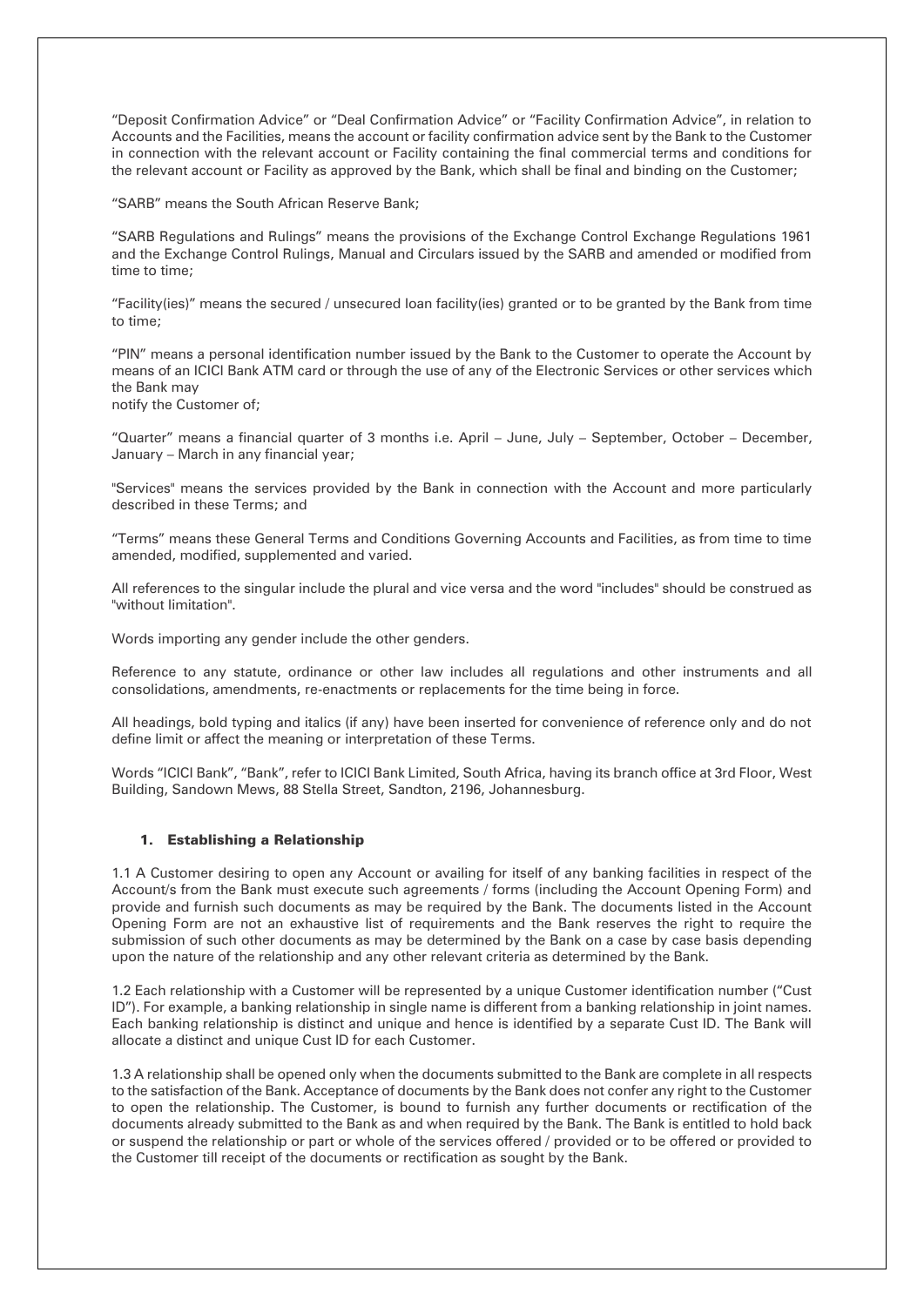"Deposit Confirmation Advice" or "Deal Confirmation Advice" or "Facility Confirmation Advice", in relation to Accounts and the Facilities, means the account or facility confirmation advice sent by the Bank to the Customer in connection with the relevant account or Facility containing the final commercial terms and conditions for the relevant account or Facility as approved by the Bank, which shall be final and binding on the Customer;

"SARB" means the South African Reserve Bank;

"SARB Regulations and Rulings" means the provisions of the Exchange Control Exchange Regulations 1961 and the Exchange Control Rulings, Manual and Circulars issued by the SARB and amended or modified from time to time;

"Facility(ies)" means the secured / unsecured loan facility(ies) granted or to be granted by the Bank from time to time;

"PIN" means a personal identification number issued by the Bank to the Customer to operate the Account by means of an ICICI Bank ATM card or through the use of any of the Electronic Services or other services which the Bank may
notify the Customer of;

"Quarter" means a financial quarter of 3 months i.e. April – June, July – September, October – December, January – March in any financial year;

"Services" means the services provided by the Bank in connection with the Account and more particularly described in these Terms; and

"Terms" means these General Terms and Conditions Governing Accounts and Facilities, as from time to time amended, modified, supplemented and varied.

All references to the singular include the plural and vice versa and the word "includes" should be construed as "without limitation".

Words importing any gender include the other genders.

Reference to any statute, ordinance or other law includes all regulations and other instruments and all consolidations, amendments, re-enactments or replacements for the time being in force.

All headings, bold typing and italics (if any) have been inserted for convenience of reference only and do not define limit or affect the meaning or interpretation of these Terms.

Words "ICICI Bank", "Bank", refer to ICICI Bank Limited, South Africa, having its branch office at 3rd Floor, West Building, Sandown Mews, 88 Stella Street, Sandton, 2196, Johannesburg.

### 1. Establishing a Relationship

1.1 A Customer desiring to open any Account or availing for itself of any banking facilities in respect of the Account/s from the Bank must execute such agreements / forms (including the Account Opening Form) and provide and furnish such documents as may be required by the Bank. The documents listed in the Account Opening Form are not an exhaustive list of requirements and the Bank reserves the right to require the submission of such other documents as may be determined by the Bank on a case by case basis depending upon the nature of the relationship and any other relevant criteria as determined by the Bank.

1.2 Each relationship with a Customer will be represented by a unique Customer identification number ("Cust ID"). For example, a banking relationship in single name is different from a banking relationship in joint names. Each banking relationship is distinct and unique and hence is identified by a separate Cust ID. The Bank will allocate a distinct and unique Cust ID for each Customer.

1.3 A relationship shall be opened only when the documents submitted to the Bank are complete in all respects to the satisfaction of the Bank. Acceptance of documents by the Bank does not confer any right to the Customer to open the relationship. The Customer, is bound to furnish any further documents or rectification of the documents already submitted to the Bank as and when required by the Bank. The Bank is entitled to hold back or suspend the relationship or part or whole of the services offered / provided or to be offered or provided to the Customer till receipt of the documents or rectification as sought by the Bank.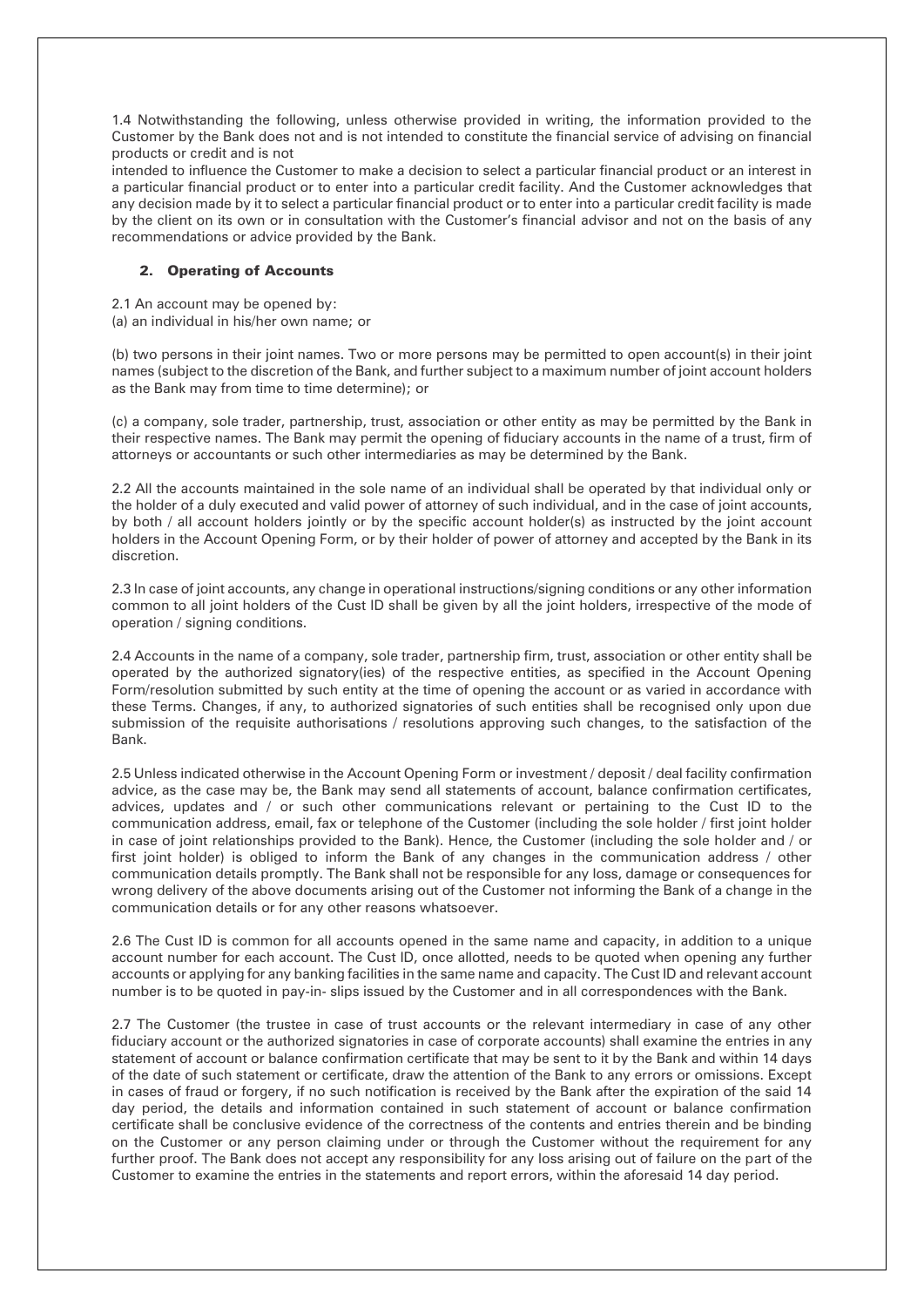1.4 Notwithstanding the following, unless otherwise provided in writing, the information provided to the Customer by the Bank does not and is not intended to constitute the financial service of advising on financial products or credit and is not

intended to influence the Customer to make a decision to select a particular financial product or an interest in a particular financial product or to enter into a particular credit facility. And the Customer acknowledges that any decision made by it to select a particular financial product or to enter into a particular credit facility is made by the client on its own or in consultation with the Customer's financial advisor and not on the basis of any recommendations or advice provided by the Bank.

## 2. Operating of Accounts

2.1 An account may be opened by:
(a) an individual in his/her own name; or

(b) two persons in their joint names. Two or more persons may be permitted to open account(s) in their joint names (subject to the discretion of the Bank, and further subject to a maximum number of joint account holders as the Bank may from time to time determine); or

(c) a company, sole trader, partnership, trust, association or other entity as may be permitted by the Bank in their respective names. The Bank may permit the opening of fiduciary accounts in the name of a trust, firm of attorneys or accountants or such other intermediaries as may be determined by the Bank.

2.2 All the accounts maintained in the sole name of an individual shall be operated by that individual only or the holder of a duly executed and valid power of attorney of such individual, and in the case of joint accounts, by both / all account holders jointly or by the specific account holder(s) as instructed by the joint account holders in the Account Opening Form, or by their holder of power of attorney and accepted by the Bank in its discretion.

2.3 In case of joint accounts, any change in operational instructions/signing conditions or any other information common to all joint holders of the Cust ID shall be given by all the joint holders, irrespective of the mode of operation / signing conditions.

2.4 Accounts in the name of a company, sole trader, partnership firm, trust, association or other entity shall be operated by the authorized signatory(ies) of the respective entities, as specified in the Account Opening Form/resolution submitted by such entity at the time of opening the account or as varied in accordance with these Terms. Changes, if any, to authorized signatories of such entities shall be recognised only upon due submission of the requisite authorisations / resolutions approving such changes, to the satisfaction of the Bank.

2.5 Unless indicated otherwise in the Account Opening Form or investment / deposit / deal facility confirmation advice, as the case may be, the Bank may send all statements of account, balance confirmation certificates, advices, updates and / or such other communications relevant or pertaining to the Cust ID to the communication address, email, fax or telephone of the Customer (including the sole holder / first joint holder in case of joint relationships provided to the Bank). Hence, the Customer (including the sole holder and / or first joint holder) is obliged to inform the Bank of any changes in the communication address / other communication details promptly. The Bank shall not be responsible for any loss, damage or consequences for wrong delivery of the above documents arising out of the Customer not informing the Bank of a change in the communication details or for any other reasons whatsoever.

2.6 The Cust ID is common for all accounts opened in the same name and capacity, in addition to a unique account number for each account. The Cust ID, once allotted, needs to be quoted when opening any further accounts or applying for any banking facilities in the same name and capacity. The Cust ID and relevant account number is to be quoted in pay-in- slips issued by the Customer and in all correspondences with the Bank.

2.7 The Customer (the trustee in case of trust accounts or the relevant intermediary in case of any other fiduciary account or the authorized signatories in case of corporate accounts) shall examine the entries in any statement of account or balance confirmation certificate that may be sent to it by the Bank and within 14 days of the date of such statement or certificate, draw the attention of the Bank to any errors or omissions. Except in cases of fraud or forgery, if no such notification is received by the Bank after the expiration of the said 14 day period, the details and information contained in such statement of account or balance confirmation certificate shall be conclusive evidence of the correctness of the contents and entries therein and be binding on the Customer or any person claiming under or through the Customer without the requirement for any further proof. The Bank does not accept any responsibility for any loss arising out of failure on the part of the Customer to examine the entries in the statements and report errors, within the aforesaid 14 day period.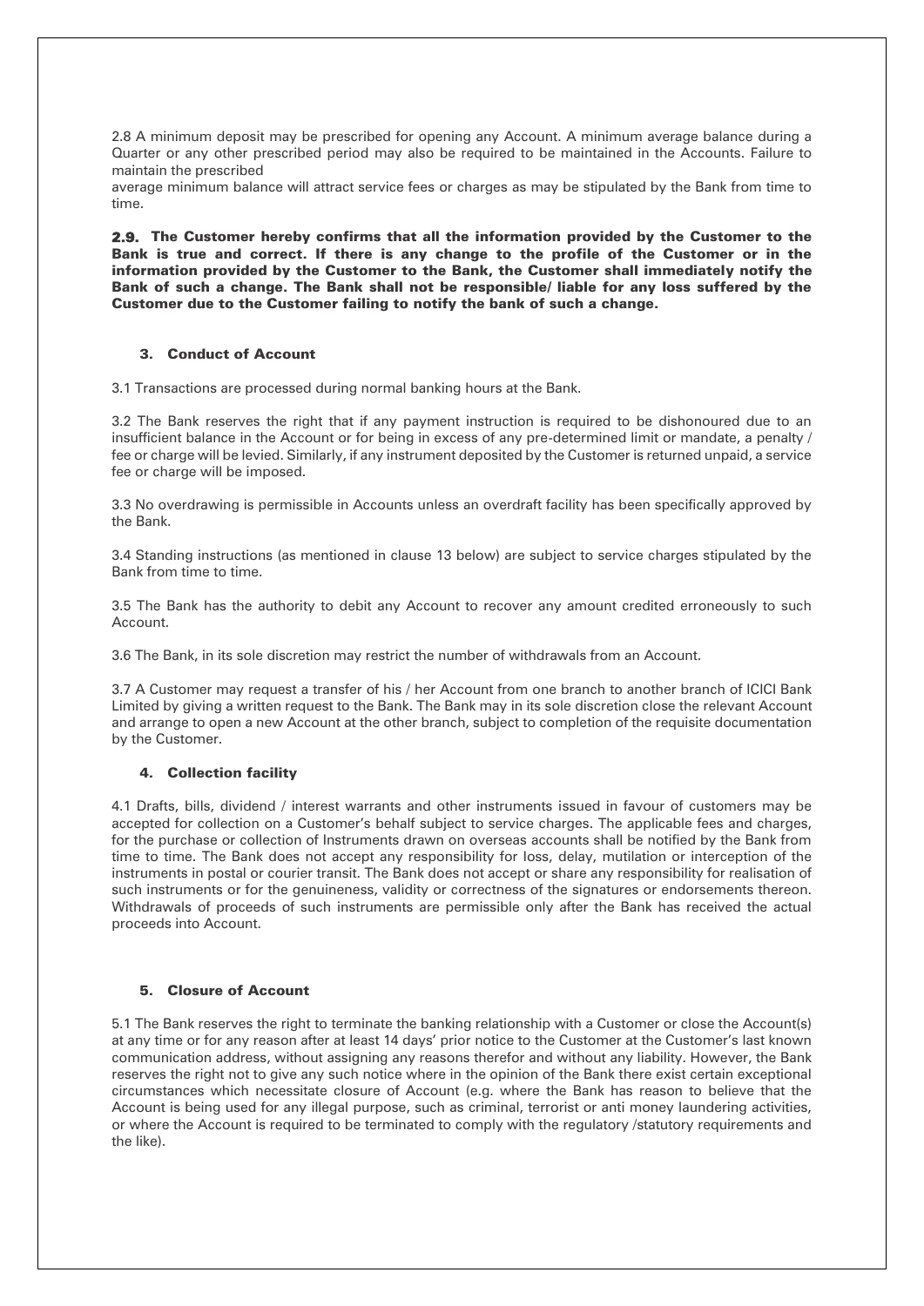2.8 A minimum deposit may be prescribed for opening any Account. A minimum average balance during a Quarter or any other prescribed period may also be required to be maintained in the Accounts. Failure to maintain the prescribed
average minimum balance will attract service fees or charges as may be stipulated by the Bank from time to time.

**2.9. The Customer hereby confirms that all the information provided by the Customer to the Bank is true and correct. If there is any change to the profile of the Customer or in the information provided by the Customer to the Bank, the Customer shall immediately notify the Bank of such a change. The Bank shall not be responsible/ liable for any loss suffered by the Customer due to the Customer failing to notify the bank of such a change.**

### 3. Conduct of Account

3.1 Transactions are processed during normal banking hours at the Bank.

3.2 The Bank reserves the right that if any payment instruction is required to be dishonoured due to an insufficient balance in the Account or for being in excess of any pre-determined limit or mandate, a penalty / fee or charge will be levied. Similarly, if any instrument deposited by the Customer is returned unpaid, a service fee or charge will be imposed.

3.3 No overdrawing is permissible in Accounts unless an overdraft facility has been specifically approved by the Bank.

3.4 Standing instructions (as mentioned in clause 13 below) are subject to service charges stipulated by the Bank from time to time.

3.5 The Bank has the authority to debit any Account to recover any amount credited erroneously to such Account.

3.6 The Bank, in its sole discretion may restrict the number of withdrawals from an Account.

3.7 A Customer may request a transfer of his / her Account from one branch to another branch of ICICI Bank Limited by giving a written request to the Bank. The Bank may in its sole discretion close the relevant Account and arrange to open a new Account at the other branch, subject to completion of the requisite documentation by the Customer.

### 4. Collection facility

4.1 Drafts, bills, dividend / interest warrants and other instruments issued in favour of customers may be accepted for collection on a Customer's behalf subject to service charges. The applicable fees and charges, for the purchase or collection of Instruments drawn on overseas accounts shall be notified by the Bank from time to time. The Bank does not accept any responsibility for loss, delay, mutilation or interception of the instruments in postal or courier transit. The Bank does not accept or share any responsibility for realisation of such instruments or for the genuineness, validity or correctness of the signatures or endorsements thereon. Withdrawals of proceeds of such instruments are permissible only after the Bank has received the actual proceeds into Account.

### 5. Closure of Account

5.1 The Bank reserves the right to terminate the banking relationship with a Customer or close the Account(s) at any time or for any reason after at least 14 days' prior notice to the Customer at the Customer's last known communication address, without assigning any reasons therefor and without any liability. However, the Bank reserves the right not to give any such notice where in the opinion of the Bank there exist certain exceptional circumstances which necessitate closure of Account (e.g. where the Bank has reason to believe that the Account is being used for any illegal purpose, such as criminal, terrorist or anti money laundering activities, or where the Account is required to be terminated to comply with the regulatory /statutory requirements and the like).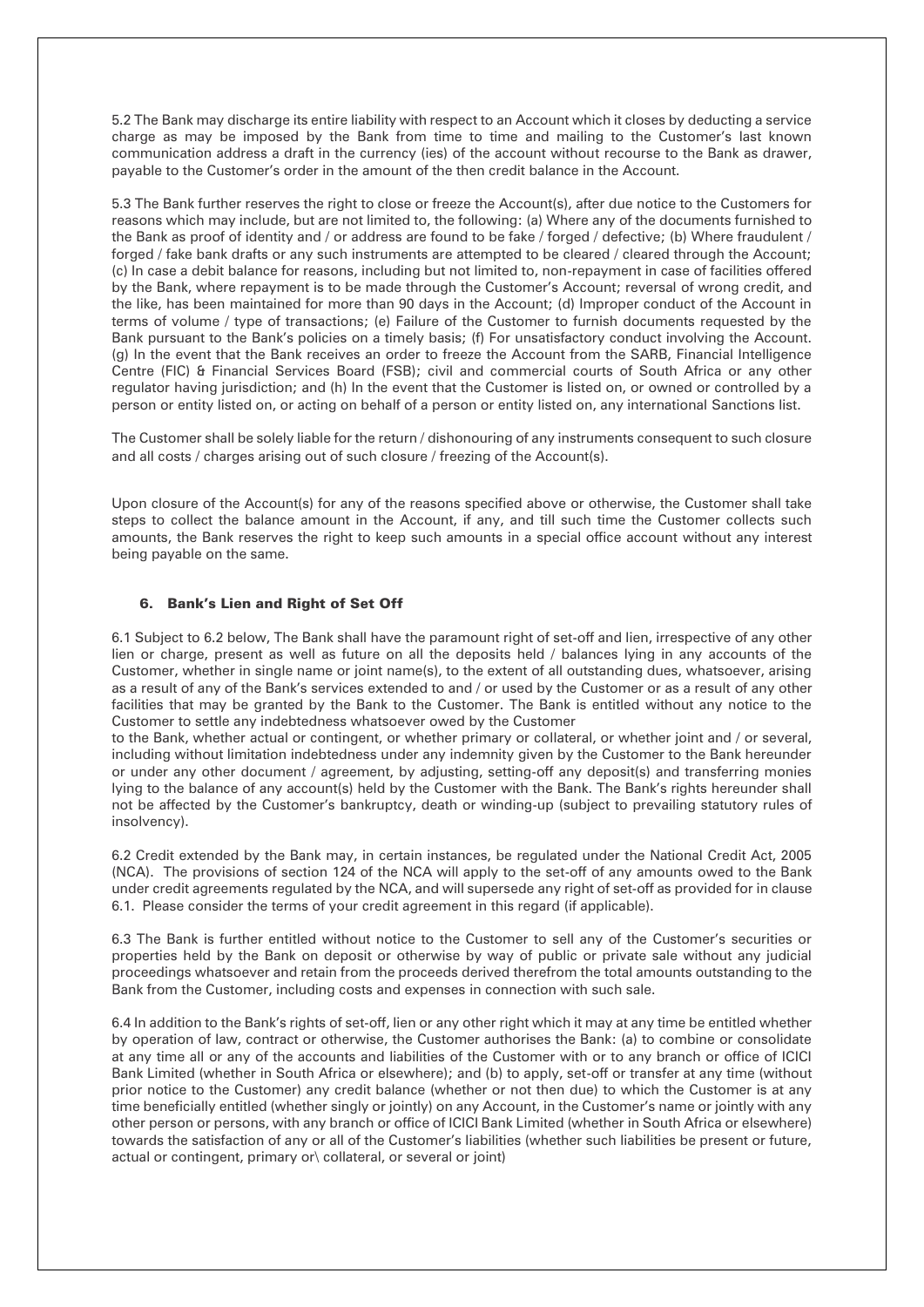5.2 The Bank may discharge its entire liability with respect to an Account which it closes by deducting a service charge as may be imposed by the Bank from time to time and mailing to the Customer's last known communication address a draft in the currency (ies) of the account without recourse to the Bank as drawer, payable to the Customer's order in the amount of the then credit balance in the Account.

5.3 The Bank further reserves the right to close or freeze the Account(s), after due notice to the Customers for reasons which may include, but are not limited to, the following: (a) Where any of the documents furnished to the Bank as proof of identity and / or address are found to be fake / forged / defective; (b) Where fraudulent / forged / fake bank drafts or any such instruments are attempted to be cleared / cleared through the Account; (c) In case a debit balance for reasons, including but not limited to, non-repayment in case of facilities offered by the Bank, where repayment is to be made through the Customer's Account; reversal of wrong credit, and the like, has been maintained for more than 90 days in the Account; (d) Improper conduct of the Account in terms of volume / type of transactions; (e) Failure of the Customer to furnish documents requested by the Bank pursuant to the Bank's policies on a timely basis; (f) For unsatisfactory conduct involving the Account. (g) In the event that the Bank receives an order to freeze the Account from the SARB, Financial Intelligence Centre (FIC) & Financial Services Board (FSB); civil and commercial courts of South Africa or any other regulator having jurisdiction; and (h) In the event that the Customer is listed on, or owned or controlled by a person or entity listed on, or acting on behalf of a person or entity listed on, any international Sanctions list.

The Customer shall be solely liable for the return / dishonouring of any instruments consequent to such closure and all costs / charges arising out of such closure / freezing of the Account(s).

Upon closure of the Account(s) for any of the reasons specified above or otherwise, the Customer shall take steps to collect the balance amount in the Account, if any, and till such time the Customer collects such amounts, the Bank reserves the right to keep such amounts in a special office account without any interest being payable on the same.

### 6. Bank's Lien and Right of Set Off

6.1 Subject to 6.2 below, The Bank shall have the paramount right of set-off and lien, irrespective of any other lien or charge, present as well as future on all the deposits held / balances lying in any accounts of the Customer, whether in single name or joint name(s), to the extent of all outstanding dues, whatsoever, arising as a result of any of the Bank's services extended to and / or used by the Customer or as a result of any other facilities that may be granted by the Bank to the Customer. The Bank is entitled without any notice to the Customer to settle any indebtedness whatsoever owed by the Customer to the Bank, whether actual or contingent, or whether primary or collateral, or whether joint and / or several, including without limitation indebtedness under any indemnity given by the Customer to the Bank hereunder or under any other document / agreement, by adjusting, setting-off any deposit(s) and transferring monies lying to the balance of any account(s) held by the Customer with the Bank. The Bank's rights hereunder shall not be affected by the Customer's bankruptcy, death or winding-up (subject to prevailing statutory rules of insolvency).

6.2 Credit extended by the Bank may, in certain instances, be regulated under the National Credit Act, 2005 (NCA). The provisions of section 124 of the NCA will apply to the set-off of any amounts owed to the Bank under credit agreements regulated by the NCA, and will supersede any right of set-off as provided for in clause 6.1. Please consider the terms of your credit agreement in this regard (if applicable).

6.3 The Bank is further entitled without notice to the Customer to sell any of the Customer's securities or properties held by the Bank on deposit or otherwise by way of public or private sale without any judicial proceedings whatsoever and retain from the proceeds derived therefrom the total amounts outstanding to the Bank from the Customer, including costs and expenses in connection with such sale.

6.4 In addition to the Bank's rights of set-off, lien or any other right which it may at any time be entitled whether by operation of law, contract or otherwise, the Customer authorises the Bank: (a) to combine or consolidate at any time all or any of the accounts and liabilities of the Customer with or to any branch or office of ICICI Bank Limited (whether in South Africa or elsewhere); and (b) to apply, set-off or transfer at any time (without prior notice to the Customer) any credit balance (whether or not then due) to which the Customer is at any time beneficially entitled (whether singly or jointly) on any Account, in the Customer's name or jointly with any other person or persons, with any branch or office of ICICI Bank Limited (whether in South Africa or elsewhere) towards the satisfaction of any or all of the Customer's liabilities (whether such liabilities be present or future, actual or contingent, primary or\ collateral, or several or joint)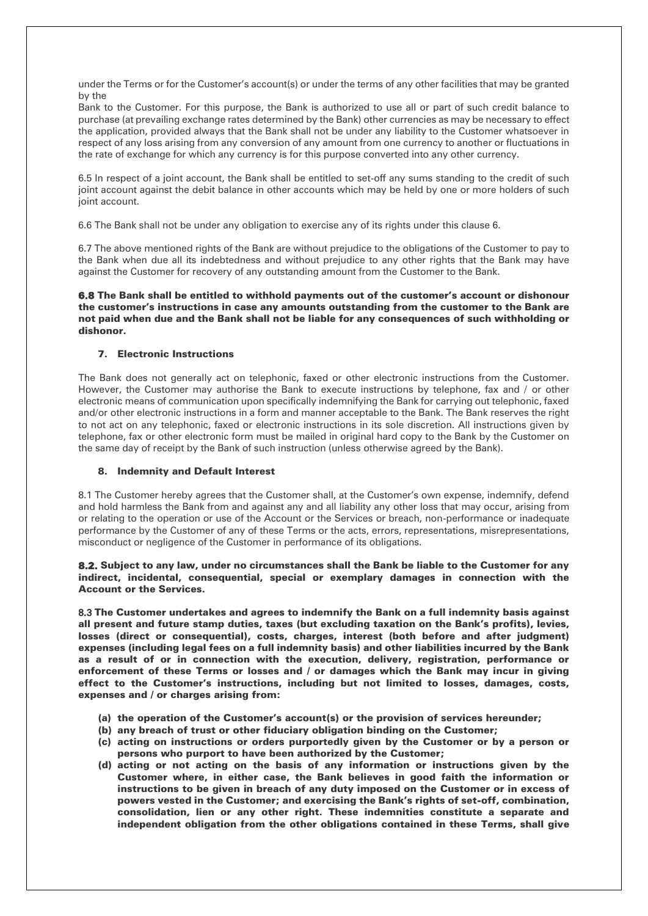under the Terms or for the Customer's account(s) or under the terms of any other facilities that may be granted by the

Bank to the Customer. For this purpose, the Bank is authorized to use all or part of such credit balance to purchase (at prevailing exchange rates determined by the Bank) other currencies as may be necessary to effect the application, provided always that the Bank shall not be under any liability to the Customer whatsoever in respect of any loss arising from any conversion of any amount from one currency to another or fluctuations in the rate of exchange for which any currency is for this purpose converted into any other currency.

6.5 In respect of a joint account, the Bank shall be entitled to set-off any sums standing to the credit of such joint account against the debit balance in other accounts which may be held by one or more holders of such joint account.

6.6 The Bank shall not be under any obligation to exercise any of its rights under this clause 6.

6.7 The above mentioned rights of the Bank are without prejudice to the obligations of the Customer to pay to the Bank when due all its indebtedness and without prejudice to any other rights that the Bank may have against the Customer for recovery of any outstanding amount from the Customer to the Bank.

**6.8 The Bank shall be entitled to withhold payments out of the customer's account or dishonour the customer's instructions in case any amounts outstanding from the customer to the Bank are not paid when due and the Bank shall not be liable for any consequences of such withholding or dishonor.**

## 7. Electronic Instructions

The Bank does not generally act on telephonic, faxed or other electronic instructions from the Customer. However, the Customer may authorise the Bank to execute instructions by telephone, fax and / or other electronic means of communication upon specifically indemnifying the Bank for carrying out telephonic, faxed and/or other electronic instructions in a form and manner acceptable to the Bank. The Bank reserves the right to not act on any telephonic, faxed or electronic instructions in its sole discretion. All instructions given by telephone, fax or other electronic form must be mailed in original hard copy to the Bank by the Customer on the same day of receipt by the Bank of such instruction (unless otherwise agreed by the Bank).

## 8. Indemnity and Default Interest

8.1 The Customer hereby agrees that the Customer shall, at the Customer's own expense, indemnify, defend and hold harmless the Bank from and against any and all liability any other loss that may occur, arising from or relating to the operation or use of the Account or the Services or breach, non-performance or inadequate performance by the Customer of any of these Terms or the acts, errors, representations, misrepresentations, misconduct or negligence of the Customer in performance of its obligations.

**8.2. Subject to any law, under no circumstances shall the Bank be liable to the Customer for any indirect, incidental, consequential, special or exemplary damages in connection with the Account or the Services.**

8.3 **The Customer undertakes and agrees to indemnify the Bank on a full indemnity basis against all present and future stamp duties, taxes (but excluding taxation on the Bank's profits), levies, losses (direct or consequential), costs, charges, interest (both before and after judgment) expenses (including legal fees on a full indemnity basis) and other liabilities incurred by the Bank as a result of or in connection with the execution, delivery, registration, performance or enforcement of these Terms or losses and / or damages which the Bank may incur in giving effect to the Customer's instructions, including but not limited to losses, damages, costs, expenses and / or charges arising from:**

- **(a) the operation of the Customer's account(s) or the provision of services hereunder;**
- **(b) any breach of trust or other fiduciary obligation binding on the Customer;**
- **(c) acting on instructions or orders purportedly given by the Customer or by a person or persons who purport to have been authorized by the Customer;**
- **(d) acting or not acting on the basis of any information or instructions given by the Customer where, in either case, the Bank believes in good faith the information or instructions to be given in breach of any duty imposed on the Customer or in excess of powers vested in the Customer; and exercising the Bank's rights of set-off, combination, consolidation, lien or any other right. These indemnities constitute a separate and independent obligation from the other obligations contained in these Terms, shall give**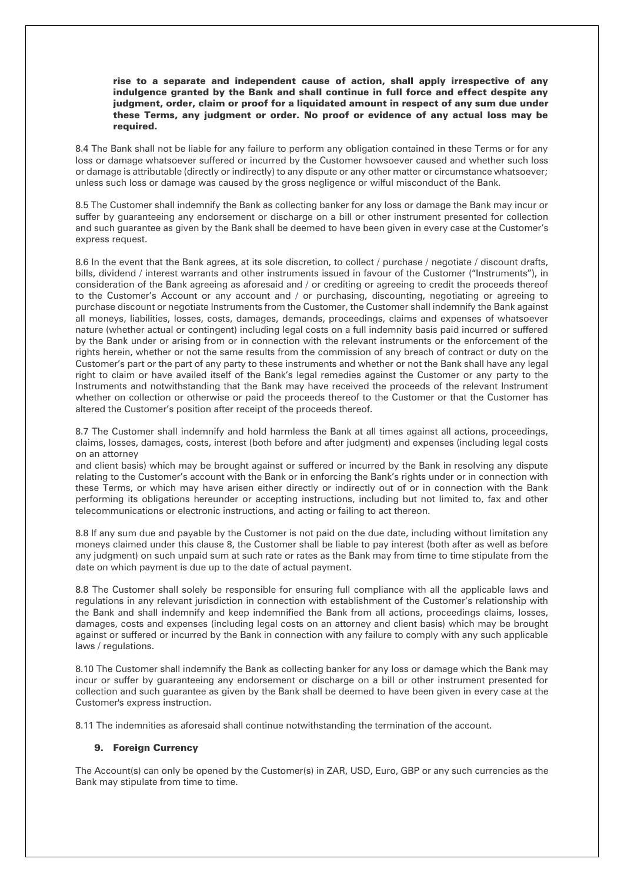**rise to a separate and independent cause of action, shall apply irrespective of any indulgence granted by the Bank and shall continue in full force and effect despite any judgment, order, claim or proof for a liquidated amount in respect of any sum due under these Terms, any judgment or order. No proof or evidence of any actual loss may be required.**

8.4 The Bank shall not be liable for any failure to perform any obligation contained in these Terms or for any loss or damage whatsoever suffered or incurred by the Customer howsoever caused and whether such loss or damage is attributable (directly or indirectly) to any dispute or any other matter or circumstance whatsoever; unless such loss or damage was caused by the gross negligence or wilful misconduct of the Bank.

8.5 The Customer shall indemnify the Bank as collecting banker for any loss or damage the Bank may incur or suffer by guaranteeing any endorsement or discharge on a bill or other instrument presented for collection and such guarantee as given by the Bank shall be deemed to have been given in every case at the Customer's express request.

8.6 In the event that the Bank agrees, at its sole discretion, to collect / purchase / negotiate / discount drafts, bills, dividend / interest warrants and other instruments issued in favour of the Customer ("Instruments"), in consideration of the Bank agreeing as aforesaid and / or crediting or agreeing to credit the proceeds thereof to the Customer's Account or any account and / or purchasing, discounting, negotiating or agreeing to purchase discount or negotiate Instruments from the Customer, the Customer shall indemnify the Bank against all moneys, liabilities, losses, costs, damages, demands, proceedings, claims and expenses of whatsoever nature (whether actual or contingent) including legal costs on a full indemnity basis paid incurred or suffered by the Bank under or arising from or in connection with the relevant instruments or the enforcement of the rights herein, whether or not the same results from the commission of any breach of contract or duty on the Customer's part or the part of any party to these instruments and whether or not the Bank shall have any legal right to claim or have availed itself of the Bank's legal remedies against the Customer or any party to the Instruments and notwithstanding that the Bank may have received the proceeds of the relevant Instrument whether on collection or otherwise or paid the proceeds thereof to the Customer or that the Customer has altered the Customer's position after receipt of the proceeds thereof.

8.7 The Customer shall indemnify and hold harmless the Bank at all times against all actions, proceedings, claims, losses, damages, costs, interest (both before and after judgment) and expenses (including legal costs on an attorney
and client basis) which may be brought against or suffered or incurred by the Bank in resolving any dispute relating to the Customer's account with the Bank or in enforcing the Bank's rights under or in connection with these Terms, or which may have arisen either directly or indirectly out of or in connection with the Bank performing its obligations hereunder or accepting instructions, including but not limited to, fax and other telecommunications or electronic instructions, and acting or failing to act thereon.

8.8 If any sum due and payable by the Customer is not paid on the due date, including without limitation any moneys claimed under this clause 8, the Customer shall be liable to pay interest (both after as well as before any judgment) on such unpaid sum at such rate or rates as the Bank may from time to time stipulate from the date on which payment is due up to the date of actual payment.

8.8 The Customer shall solely be responsible for ensuring full compliance with all the applicable laws and regulations in any relevant jurisdiction in connection with establishment of the Customer's relationship with the Bank and shall indemnify and keep indemnified the Bank from all actions, proceedings claims, losses, damages, costs and expenses (including legal costs on an attorney and client basis) which may be brought against or suffered or incurred by the Bank in connection with any failure to comply with any such applicable laws / regulations.

8.10 The Customer shall indemnify the Bank as collecting banker for any loss or damage which the Bank may incur or suffer by guaranteeing any endorsement or discharge on a bill or other instrument presented for collection and such guarantee as given by the Bank shall be deemed to have been given in every case at the Customer's express instruction.

8.11 The indemnities as aforesaid shall continue notwithstanding the termination of the account.

## 9. Foreign Currency

The Account(s) can only be opened by the Customer(s) in ZAR, USD, Euro, GBP or any such currencies as the Bank may stipulate from time to time.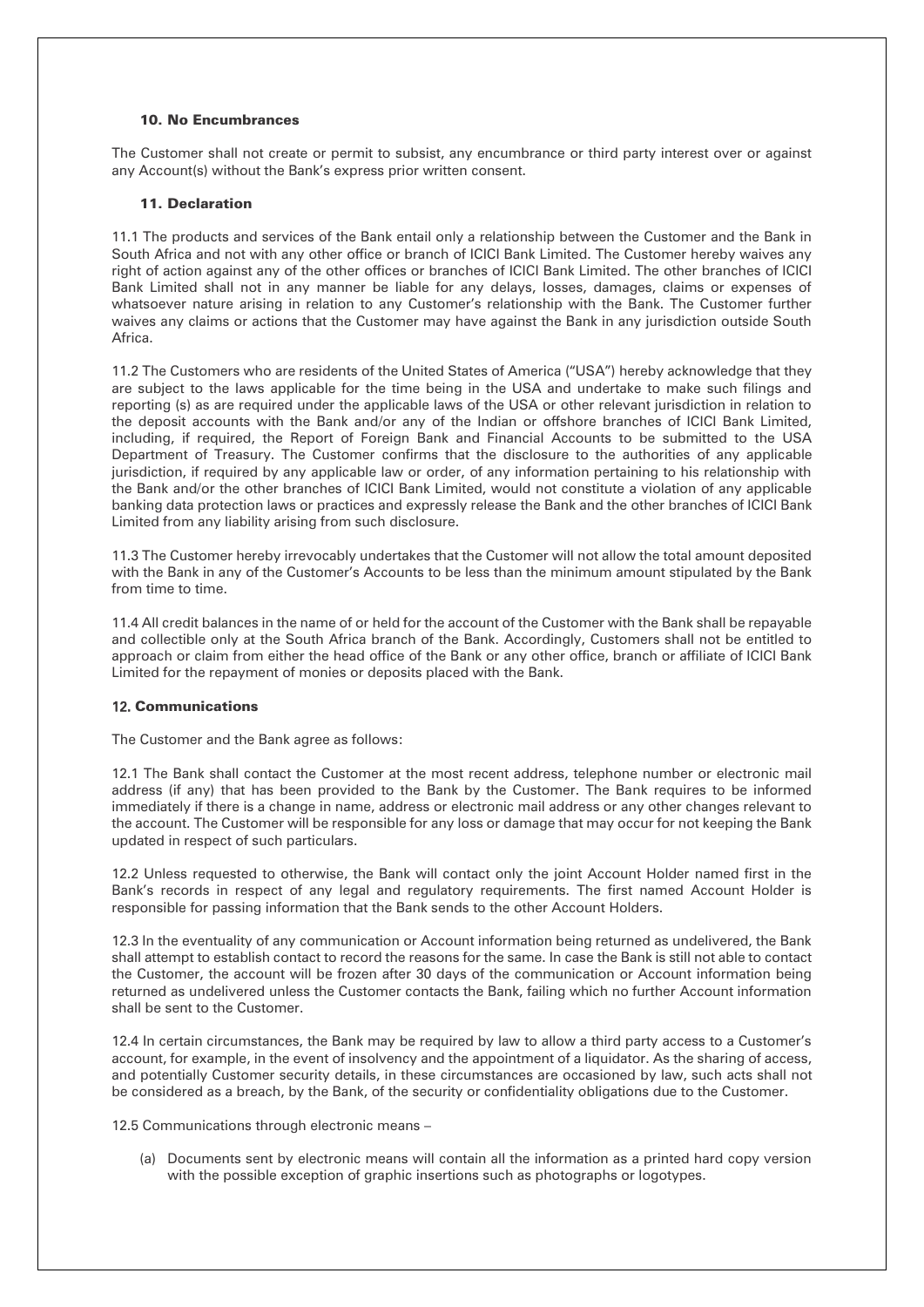### 10. No Encumbrances

The Customer shall not create or permit to subsist, any encumbrance or third party interest over or against any Account(s) without the Bank's express prior written consent.

### 11. Declaration

11.1 The products and services of the Bank entail only a relationship between the Customer and the Bank in South Africa and not with any other office or branch of ICICI Bank Limited. The Customer hereby waives any right of action against any of the other offices or branches of ICICI Bank Limited. The other branches of ICICI Bank Limited shall not in any manner be liable for any delays, losses, damages, claims or expenses of whatsoever nature arising in relation to any Customer's relationship with the Bank. The Customer further waives any claims or actions that the Customer may have against the Bank in any jurisdiction outside South Africa.

11.2 The Customers who are residents of the United States of America ("USA") hereby acknowledge that they are subject to the laws applicable for the time being in the USA and undertake to make such filings and reporting (s) as are required under the applicable laws of the USA or other relevant jurisdiction in relation to the deposit accounts with the Bank and/or any of the Indian or offshore branches of ICICI Bank Limited, including, if required, the Report of Foreign Bank and Financial Accounts to be submitted to the USA Department of Treasury. The Customer confirms that the disclosure to the authorities of any applicable jurisdiction, if required by any applicable law or order, of any information pertaining to his relationship with the Bank and/or the other branches of ICICI Bank Limited, would not constitute a violation of any applicable banking data protection laws or practices and expressly release the Bank and the other branches of ICICI Bank Limited from any liability arising from such disclosure.

11.3 The Customer hereby irrevocably undertakes that the Customer will not allow the total amount deposited with the Bank in any of the Customer's Accounts to be less than the minimum amount stipulated by the Bank from time to time.

11.4 All credit balances in the name of or held for the account of the Customer with the Bank shall be repayable and collectible only at the South Africa branch of the Bank. Accordingly, Customers shall not be entitled to approach or claim from either the head office of the Bank or any other office, branch or affiliate of ICICI Bank Limited for the repayment of monies or deposits placed with the Bank.

### 12. Communications

The Customer and the Bank agree as follows:

12.1 The Bank shall contact the Customer at the most recent address, telephone number or electronic mail address (if any) that has been provided to the Bank by the Customer. The Bank requires to be informed immediately if there is a change in name, address or electronic mail address or any other changes relevant to the account. The Customer will be responsible for any loss or damage that may occur for not keeping the Bank updated in respect of such particulars.

12.2 Unless requested to otherwise, the Bank will contact only the joint Account Holder named first in the Bank's records in respect of any legal and regulatory requirements. The first named Account Holder is responsible for passing information that the Bank sends to the other Account Holders.

12.3 In the eventuality of any communication or Account information being returned as undelivered, the Bank shall attempt to establish contact to record the reasons for the same. In case the Bank is still not able to contact the Customer, the account will be frozen after 30 days of the communication or Account information being returned as undelivered unless the Customer contacts the Bank, failing which no further Account information shall be sent to the Customer.

12.4 In certain circumstances, the Bank may be required by law to allow a third party access to a Customer's account, for example, in the event of insolvency and the appointment of a liquidator. As the sharing of access, and potentially Customer security details, in these circumstances are occasioned by law, such acts shall not be considered as a breach, by the Bank, of the security or confidentiality obligations due to the Customer.

12.5 Communications through electronic means –

(a) Documents sent by electronic means will contain all the information as a printed hard copy version with the possible exception of graphic insertions such as photographs or logotypes.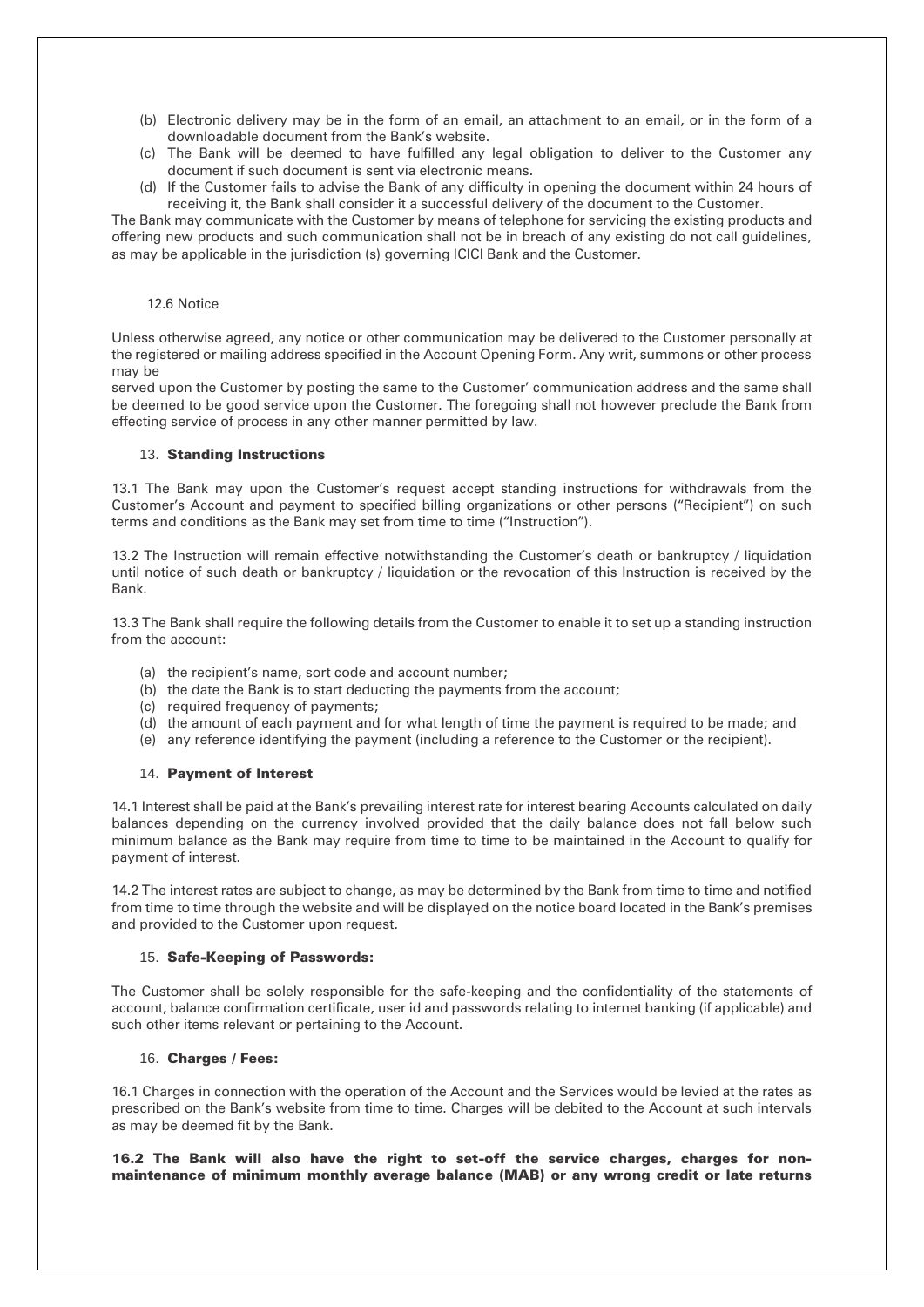(b) Electronic delivery may be in the form of an email, an attachment to an email, or in the form of a downloadable document from the Bank's website.

(c) The Bank will be deemed to have fulfilled any legal obligation to deliver to the Customer any document if such document is sent via electronic means.

(d) If the Customer fails to advise the Bank of any difficulty in opening the document within 24 hours of receiving it, the Bank shall consider it a successful delivery of the document to the Customer.

The Bank may communicate with the Customer by means of telephone for servicing the existing products and offering new products and such communication shall not be in breach of any existing do not call guidelines, as may be applicable in the jurisdiction (s) governing ICICI Bank and the Customer.

12.6 Notice

Unless otherwise agreed, any notice or other communication may be delivered to the Customer personally at the registered or mailing address specified in the Account Opening Form. Any writ, summons or other process may be

served upon the Customer by posting the same to the Customer' communication address and the same shall be deemed to be good service upon the Customer. The foregoing shall not however preclude the Bank from effecting service of process in any other manner permitted by law.

## 13. Standing Instructions

13.1 The Bank may upon the Customer's request accept standing instructions for withdrawals from the Customer's Account and payment to specified billing organizations or other persons ("Recipient") on such terms and conditions as the Bank may set from time to time ("Instruction").

13.2 The Instruction will remain effective notwithstanding the Customer's death or bankruptcy / liquidation until notice of such death or bankruptcy / liquidation or the revocation of this Instruction is received by the Bank.

13.3 The Bank shall require the following details from the Customer to enable it to set up a standing instruction from the account:

(a) the recipient's name, sort code and account number;

(b) the date the Bank is to start deducting the payments from the account;

(c) required frequency of payments;

(d) the amount of each payment and for what length of time the payment is required to be made; and

(e) any reference identifying the payment (including a reference to the Customer or the recipient).

## 14. Payment of Interest

14.1 Interest shall be paid at the Bank's prevailing interest rate for interest bearing Accounts calculated on daily balances depending on the currency involved provided that the daily balance does not fall below such minimum balance as the Bank may require from time to time to be maintained in the Account to qualify for payment of interest.

14.2 The interest rates are subject to change, as may be determined by the Bank from time to time and notified from time to time through the website and will be displayed on the notice board located in the Bank's premises and provided to the Customer upon request.

## 15. Safe-Keeping of Passwords:

The Customer shall be solely responsible for the safe-keeping and the confidentiality of the statements of account, balance confirmation certificate, user id and passwords relating to internet banking (if applicable) and such other items relevant or pertaining to the Account.

## 16. Charges / Fees:

16.1 Charges in connection with the operation of the Account and the Services would be levied at the rates as prescribed on the Bank's website from time to time. Charges will be debited to the Account at such intervals as may be deemed fit by the Bank.

**16.2 The Bank will also have the right to set-off the service charges, charges for non-maintenance of minimum monthly average balance (MAB) or any wrong credit or late returns**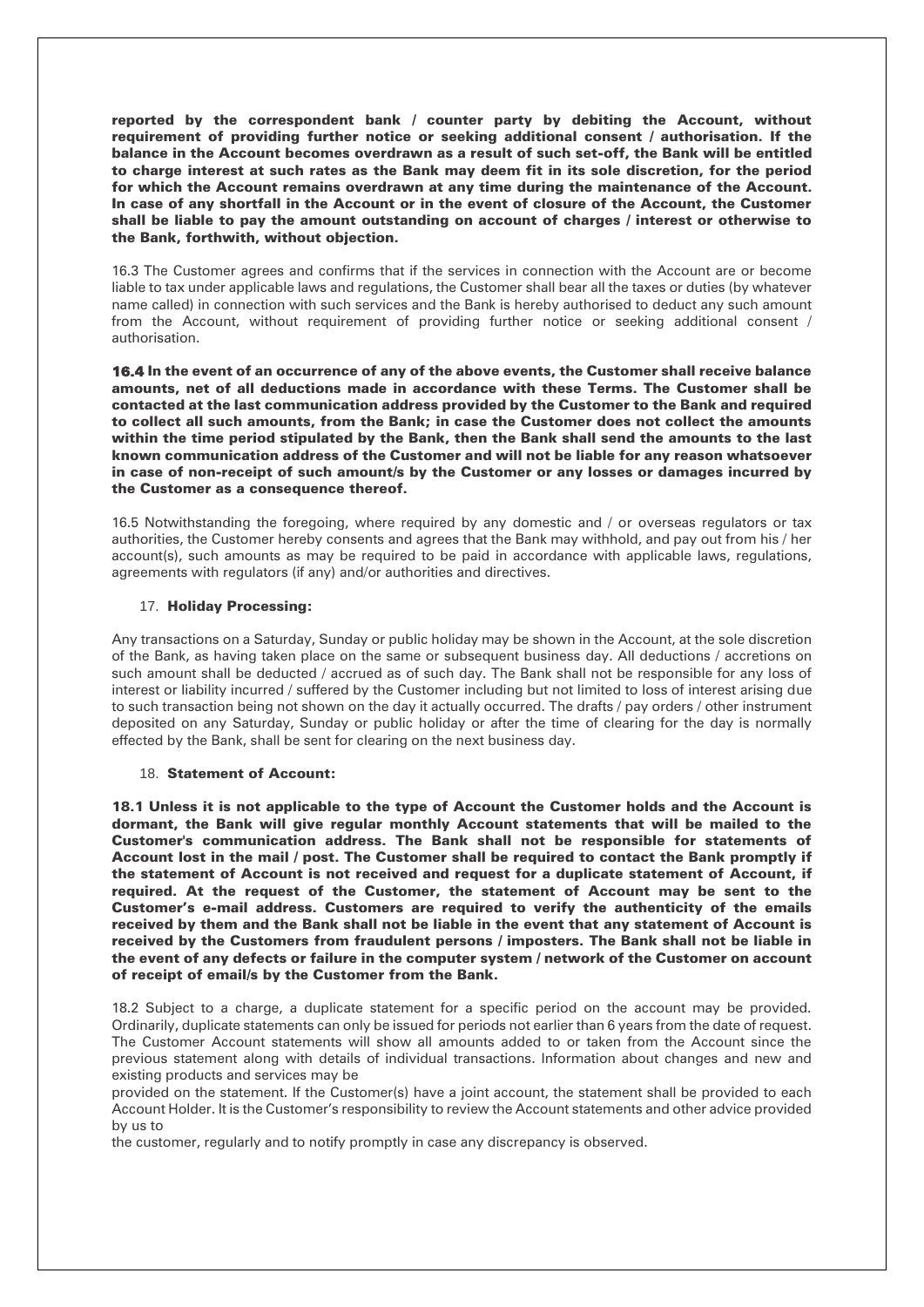**reported by the correspondent bank / counter party by debiting the Account, without requirement of providing further notice or seeking additional consent / authorisation. If the balance in the Account becomes overdrawn as a result of such set-off, the Bank will be entitled to charge interest at such rates as the Bank may deem fit in its sole discretion, for the period for which the Account remains overdrawn at any time during the maintenance of the Account. In case of any shortfall in the Account or in the event of closure of the Account, the Customer shall be liable to pay the amount outstanding on account of charges / interest or otherwise to the Bank, forthwith, without objection.**

16.3 The Customer agrees and confirms that if the services in connection with the Account are or become liable to tax under applicable laws and regulations, the Customer shall bear all the taxes or duties (by whatever name called) in connection with such services and the Bank is hereby authorised to deduct any such amount from the Account, without requirement of providing further notice or seeking additional consent / authorisation.

**16.4 In the event of an occurrence of any of the above events, the Customer shall receive balance amounts, net of all deductions made in accordance with these Terms. The Customer shall be contacted at the last communication address provided by the Customer to the Bank and required to collect all such amounts, from the Bank; in case the Customer does not collect the amounts within the time period stipulated by the Bank, then the Bank shall send the amounts to the last known communication address of the Customer and will not be liable for any reason whatsoever in case of non-receipt of such amount/s by the Customer or any losses or damages incurred by the Customer as a consequence thereof.**

16.5 Notwithstanding the foregoing, where required by any domestic and / or overseas regulators or tax authorities, the Customer hereby consents and agrees that the Bank may withhold, and pay out from his / her account(s), such amounts as may be required to be paid in accordance with applicable laws, regulations, agreements with regulators (if any) and/or authorities and directives.

17. **Holiday Processing:**

Any transactions on a Saturday, Sunday or public holiday may be shown in the Account, at the sole discretion of the Bank, as having taken place on the same or subsequent business day. All deductions / accretions on such amount shall be deducted / accrued as of such day. The Bank shall not be responsible for any loss of interest or liability incurred / suffered by the Customer including but not limited to loss of interest arising due to such transaction being not shown on the day it actually occurred. The drafts / pay orders / other instrument deposited on any Saturday, Sunday or public holiday or after the time of clearing for the day is normally effected by the Bank, shall be sent for clearing on the next business day.

18. **Statement of Account:**

**18.1 Unless it is not applicable to the type of Account the Customer holds and the Account is dormant, the Bank will give regular monthly Account statements that will be mailed to the Customer's communication address. The Bank shall not be responsible for statements of Account lost in the mail / post. The Customer shall be required to contact the Bank promptly if the statement of Account is not received and request for a duplicate statement of Account, if required. At the request of the Customer, the statement of Account may be sent to the Customer's e-mail address. Customers are required to verify the authenticity of the emails received by them and the Bank shall not be liable in the event that any statement of Account is received by the Customers from fraudulent persons / imposters. The Bank shall not be liable in the event of any defects or failure in the computer system / network of the Customer on account of receipt of email/s by the Customer from the Bank.**

18.2 Subject to a charge, a duplicate statement for a specific period on the account may be provided. Ordinarily, duplicate statements can only be issued for periods not earlier than 6 years from the date of request. The Customer Account statements will show all amounts added to or taken from the Account since the previous statement along with details of individual transactions. Information about changes and new and existing products and services may be provided on the statement. If the Customer(s) have a joint account, the statement shall be provided to each Account Holder. It is the Customer's responsibility to review the Account statements and other advice provided by us to the customer, regularly and to notify promptly in case any discrepancy is observed.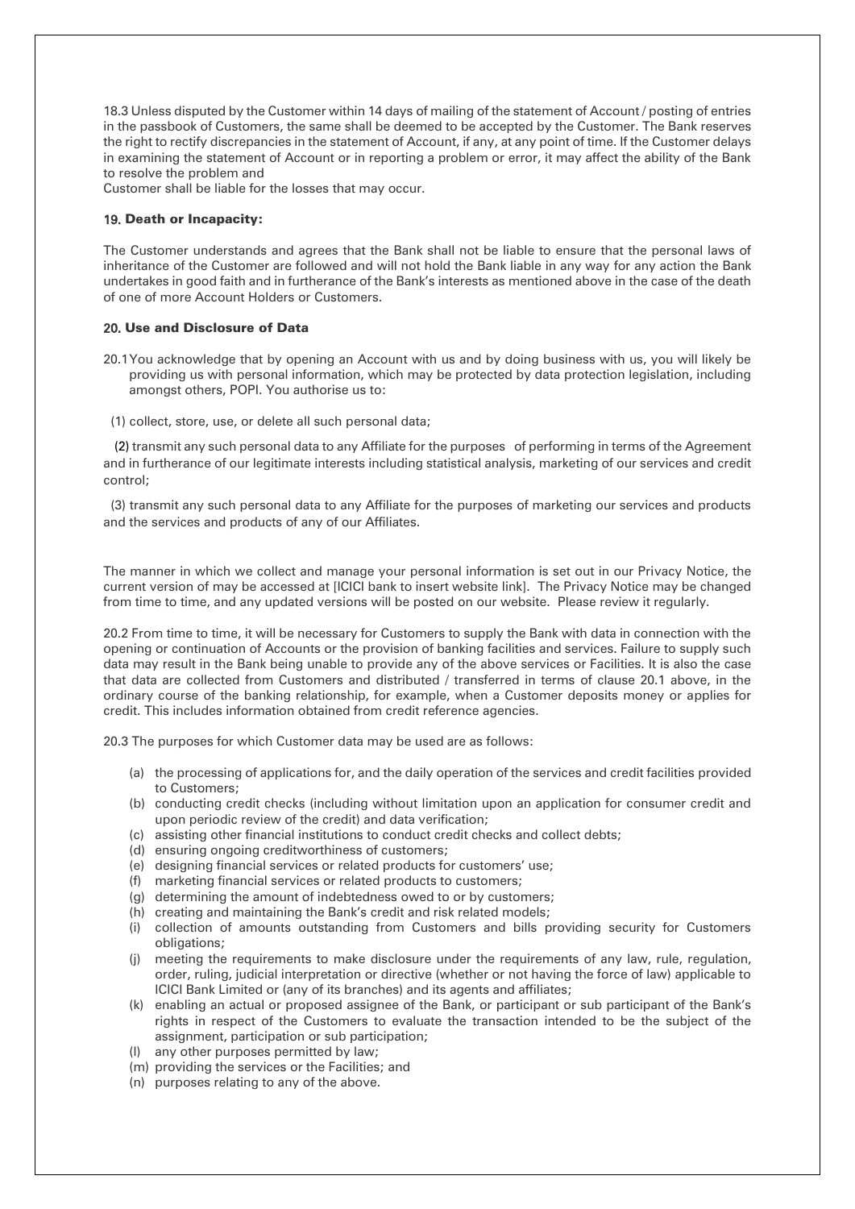18.3 Unless disputed by the Customer within 14 days of mailing of the statement of Account / posting of entries in the passbook of Customers, the same shall be deemed to be accepted by the Customer. The Bank reserves the right to rectify discrepancies in the statement of Account, if any, at any point of time. If the Customer delays in examining the statement of Account or in reporting a problem or error, it may affect the ability of the Bank to resolve the problem and

Customer shall be liable for the losses that may occur.

## 19. Death or Incapacity:

The Customer understands and agrees that the Bank shall not be liable to ensure that the personal laws of inheritance of the Customer are followed and will not hold the Bank liable in any way for any action the Bank undertakes in good faith and in furtherance of the Bank's interests as mentioned above in the case of the death of one of more Account Holders or Customers.

## 20. Use and Disclosure of Data

20.1 You acknowledge that by opening an Account with us and by doing business with us, you will likely be providing us with personal information, which may be protected by data protection legislation, including amongst others, POPI. You authorise us to:

(1) collect, store, use, or delete all such personal data;

(2) transmit any such personal data to any Affiliate for the purposes of performing in terms of the Agreement and in furtherance of our legitimate interests including statistical analysis, marketing of our services and credit control;

(3) transmit any such personal data to any Affiliate for the purposes of marketing our services and products and the services and products of any of our Affiliates.

The manner in which we collect and manage your personal information is set out in our Privacy Notice, the current version of may be accessed at [ICICI bank to insert website link]. The Privacy Notice may be changed from time to time, and any updated versions will be posted on our website. Please review it regularly.

20.2 From time to time, it will be necessary for Customers to supply the Bank with data in connection with the opening or continuation of Accounts or the provision of banking facilities and services. Failure to supply such data may result in the Bank being unable to provide any of the above services or Facilities. It is also the case that data are collected from Customers and distributed / transferred in terms of clause 20.1 above, in the ordinary course of the banking relationship, for example, when a Customer deposits money or applies for credit. This includes information obtained from credit reference agencies.

20.3 The purposes for which Customer data may be used are as follows:

(a) the processing of applications for, and the daily operation of the services and credit facilities provided to Customers;
(b) conducting credit checks (including without limitation upon an application for consumer credit and upon periodic review of the credit) and data verification;
(c) assisting other financial institutions to conduct credit checks and collect debts;
(d) ensuring ongoing creditworthiness of customers;
(e) designing financial services or related products for customers' use;
(f) marketing financial services or related products to customers;
(g) determining the amount of indebtedness owed to or by customers;
(h) creating and maintaining the Bank's credit and risk related models;
(i) collection of amounts outstanding from Customers and bills providing security for Customers obligations;
(j) meeting the requirements to make disclosure under the requirements of any law, rule, regulation, order, ruling, judicial interpretation or directive (whether or not having the force of law) applicable to ICICI Bank Limited or (any of its branches) and its agents and affiliates;
(k) enabling an actual or proposed assignee of the Bank, or participant or sub participant of the Bank's rights in respect of the Customers to evaluate the transaction intended to be the subject of the assignment, participation or sub participation;
(l) any other purposes permitted by law;
(m) providing the services or the Facilities; and
(n) purposes relating to any of the above.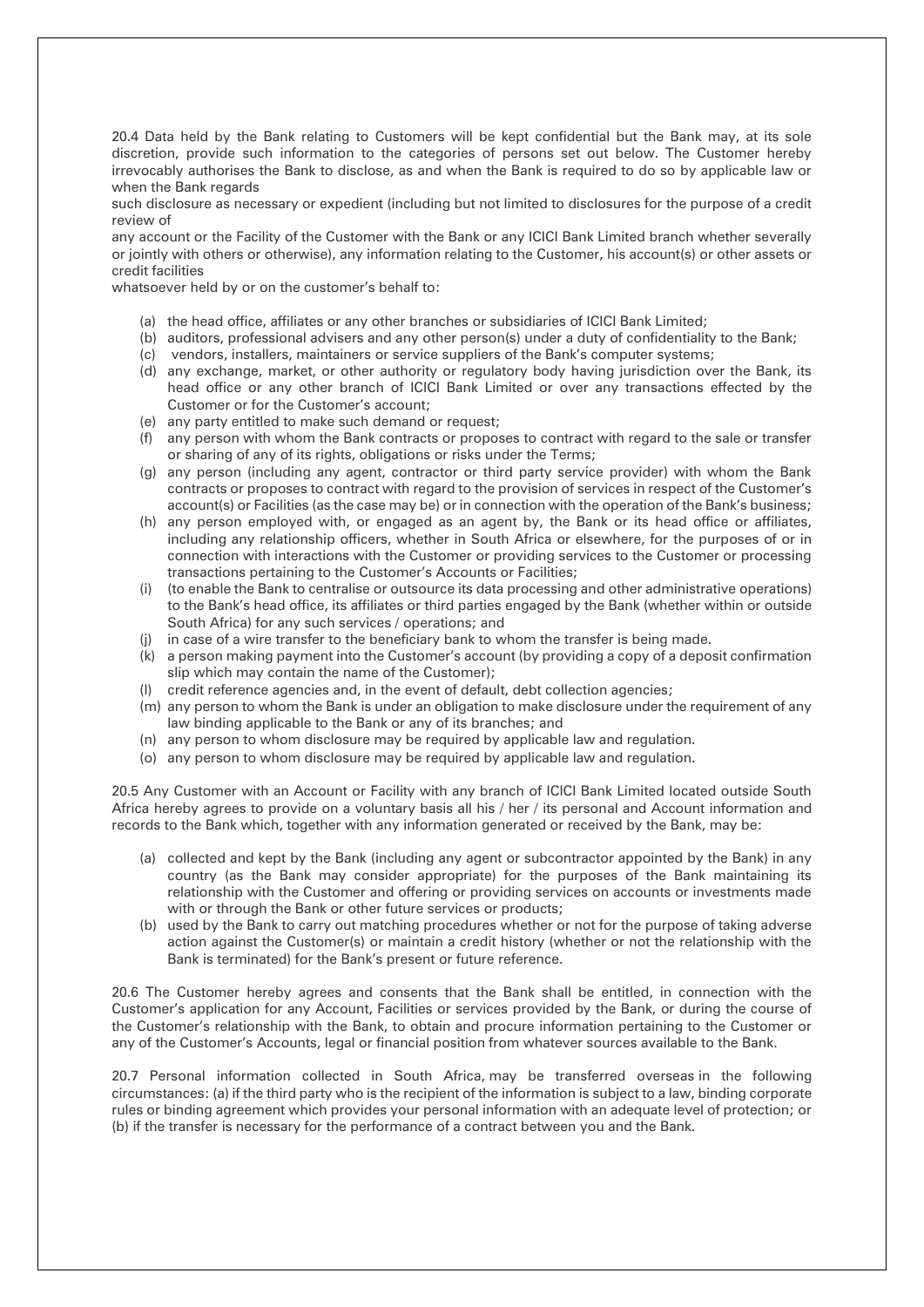20.4 Data held by the Bank relating to Customers will be kept confidential but the Bank may, at its sole discretion, provide such information to the categories of persons set out below. The Customer hereby irrevocably authorises the Bank to disclose, as and when the Bank is required to do so by applicable law or when the Bank regards such disclosure as necessary or expedient (including but not limited to disclosures for the purpose of a credit review of any account or the Facility of the Customer with the Bank or any ICICI Bank Limited branch whether severally or jointly with others or otherwise), any information relating to the Customer, his account(s) or other assets or credit facilities whatsoever held by or on the customer's behalf to:

(a) the head office, affiliates or any other branches or subsidiaries of ICICI Bank Limited;
(b) auditors, professional advisers and any other person(s) under a duty of confidentiality to the Bank;
(c) vendors, installers, maintainers or service suppliers of the Bank's computer systems;
(d) any exchange, market, or other authority or regulatory body having jurisdiction over the Bank, its head office or any other branch of ICICI Bank Limited or over any transactions effected by the Customer or for the Customer's account;
(e) any party entitled to make such demand or request;
(f) any person with whom the Bank contracts or proposes to contract with regard to the sale or transfer or sharing of any of its rights, obligations or risks under the Terms;
(g) any person (including any agent, contractor or third party service provider) with whom the Bank contracts or proposes to contract with regard to the provision of services in respect of the Customer's account(s) or Facilities (as the case may be) or in connection with the operation of the Bank's business;
(h) any person employed with, or engaged as an agent by, the Bank or its head office or affiliates, including any relationship officers, whether in South Africa or elsewhere, for the purposes of or in connection with interactions with the Customer or providing services to the Customer or processing transactions pertaining to the Customer's Accounts or Facilities;
(i) (to enable the Bank to centralise or outsource its data processing and other administrative operations) to the Bank's head office, its affiliates or third parties engaged by the Bank (whether within or outside South Africa) for any such services / operations; and
(j) in case of a wire transfer to the beneficiary bank to whom the transfer is being made.
(k) a person making payment into the Customer's account (by providing a copy of a deposit confirmation slip which may contain the name of the Customer);
(l) credit reference agencies and, in the event of default, debt collection agencies;
(m) any person to whom the Bank is under an obligation to make disclosure under the requirement of any law binding applicable to the Bank or any of its branches; and
(n) any person to whom disclosure may be required by applicable law and regulation.
(o) any person to whom disclosure may be required by applicable law and regulation.

20.5 Any Customer with an Account or Facility with any branch of ICICI Bank Limited located outside South Africa hereby agrees to provide on a voluntary basis all his / her / its personal and Account information and records to the Bank which, together with any information generated or received by the Bank, may be:

(a) collected and kept by the Bank (including any agent or subcontractor appointed by the Bank) in any country (as the Bank may consider appropriate) for the purposes of the Bank maintaining its relationship with the Customer and offering or providing services on accounts or investments made with or through the Bank or other future services or products;
(b) used by the Bank to carry out matching procedures whether or not for the purpose of taking adverse action against the Customer(s) or maintain a credit history (whether or not the relationship with the Bank is terminated) for the Bank's present or future reference.

20.6 The Customer hereby agrees and consents that the Bank shall be entitled, in connection with the Customer's application for any Account, Facilities or services provided by the Bank, or during the course of the Customer's relationship with the Bank, to obtain and procure information pertaining to the Customer or any of the Customer's Accounts, legal or financial position from whatever sources available to the Bank.

20.7 Personal information collected in South Africa, may be transferred overseas in the following circumstances: (a) if the third party who is the recipient of the information is subject to a law, binding corporate rules or binding agreement which provides your personal information with an adequate level of protection; or (b) if the transfer is necessary for the performance of a contract between you and the Bank.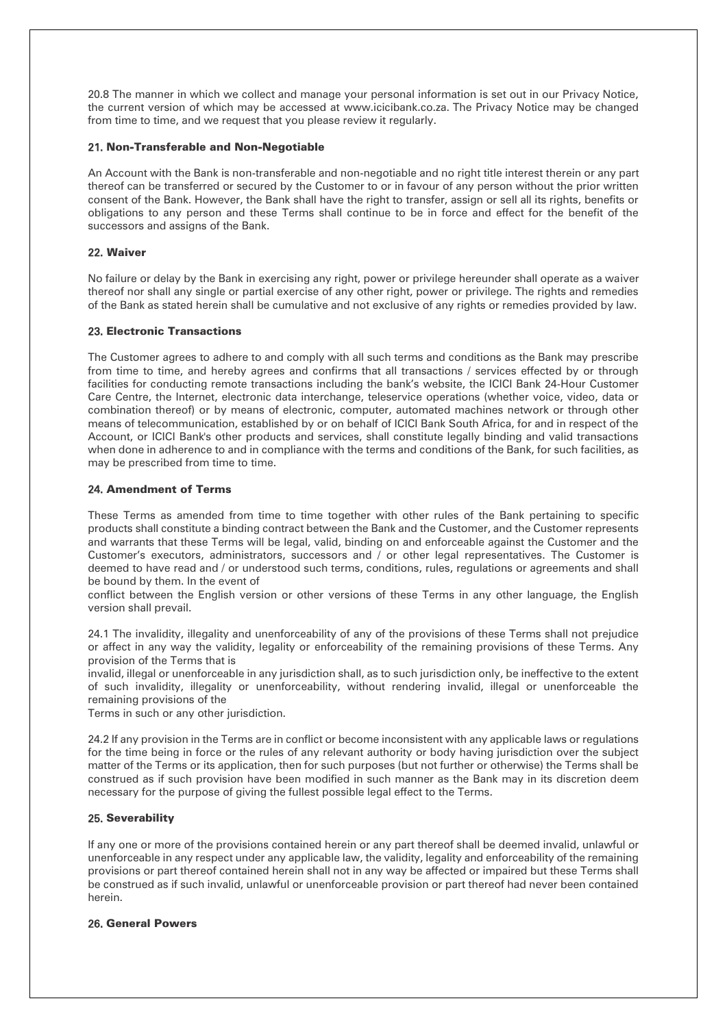20.8 The manner in which we collect and manage your personal information is set out in our Privacy Notice, the current version of which may be accessed at www.icicibank.co.za. The Privacy Notice may be changed from time to time, and we request that you please review it regularly.

## 21. Non-Transferable and Non-Negotiable

An Account with the Bank is non-transferable and non-negotiable and no right title interest therein or any part thereof can be transferred or secured by the Customer to or in favour of any person without the prior written consent of the Bank. However, the Bank shall have the right to transfer, assign or sell all its rights, benefits or obligations to any person and these Terms shall continue to be in force and effect for the benefit of the successors and assigns of the Bank.

## 22. Waiver

No failure or delay by the Bank in exercising any right, power or privilege hereunder shall operate as a waiver thereof nor shall any single or partial exercise of any other right, power or privilege. The rights and remedies of the Bank as stated herein shall be cumulative and not exclusive of any rights or remedies provided by law.

## 23. Electronic Transactions

The Customer agrees to adhere to and comply with all such terms and conditions as the Bank may prescribe from time to time, and hereby agrees and confirms that all transactions / services effected by or through facilities for conducting remote transactions including the bank's website, the ICICI Bank 24-Hour Customer Care Centre, the Internet, electronic data interchange, teleservice operations (whether voice, video, data or combination thereof) or by means of electronic, computer, automated machines network or through other means of telecommunication, established by or on behalf of ICICI Bank South Africa, for and in respect of the Account, or ICICI Bank's other products and services, shall constitute legally binding and valid transactions when done in adherence to and in compliance with the terms and conditions of the Bank, for such facilities, as may be prescribed from time to time.

## 24. Amendment of Terms

These Terms as amended from time to time together with other rules of the Bank pertaining to specific products shall constitute a binding contract between the Bank and the Customer, and the Customer represents and warrants that these Terms will be legal, valid, binding on and enforceable against the Customer and the Customer's executors, administrators, successors and / or other legal representatives. The Customer is deemed to have read and / or understood such terms, conditions, rules, regulations or agreements and shall be bound by them. In the event of conflict between the English version or other versions of these Terms in any other language, the English version shall prevail.

24.1 The invalidity, illegality and unenforceability of any of the provisions of these Terms shall not prejudice or affect in any way the validity, legality or enforceability of the remaining provisions of these Terms. Any provision of the Terms that is invalid, illegal or unenforceable in any jurisdiction shall, as to such jurisdiction only, be ineffective to the extent of such invalidity, illegality or unenforceability, without rendering invalid, illegal or unenforceable the remaining provisions of the Terms in such or any other jurisdiction.

24.2 If any provision in the Terms are in conflict or become inconsistent with any applicable laws or regulations for the time being in force or the rules of any relevant authority or body having jurisdiction over the subject matter of the Terms or its application, then for such purposes (but not further or otherwise) the Terms shall be construed as if such provision have been modified in such manner as the Bank may in its discretion deem necessary for the purpose of giving the fullest possible legal effect to the Terms.

## 25. Severability

If any one or more of the provisions contained herein or any part thereof shall be deemed invalid, unlawful or unenforceable in any respect under any applicable law, the validity, legality and enforceability of the remaining provisions or part thereof contained herein shall not in any way be affected or impaired but these Terms shall be construed as if such invalid, unlawful or unenforceable provision or part thereof had never been contained herein.

## 26. General Powers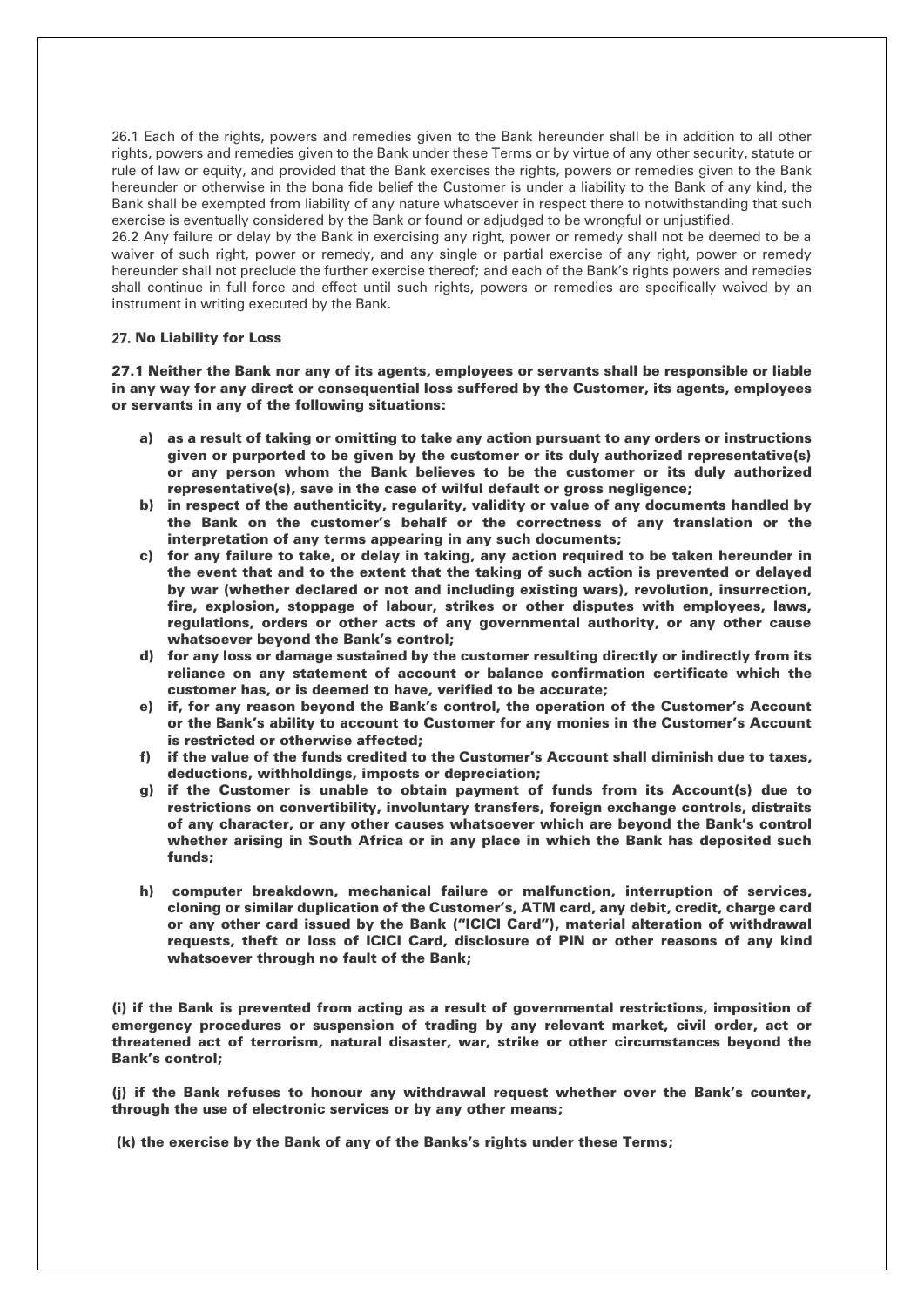26.1 Each of the rights, powers and remedies given to the Bank hereunder shall be in addition to all other rights, powers and remedies given to the Bank under these Terms or by virtue of any other security, statute or rule of law or equity, and provided that the Bank exercises the rights, powers or remedies given to the Bank hereunder or otherwise in the bona fide belief the Customer is under a liability to the Bank of any kind, the Bank shall be exempted from liability of any nature whatsoever in respect there to notwithstanding that such exercise is eventually considered by the Bank or found or adjudged to be wrongful or unjustified.

26.2 Any failure or delay by the Bank in exercising any right, power or remedy shall not be deemed to be a waiver of such right, power or remedy, and any single or partial exercise of any right, power or remedy hereunder shall not preclude the further exercise thereof; and each of the Bank's rights powers and remedies shall continue in full force and effect until such rights, powers or remedies are specifically waived by an instrument in writing executed by the Bank.

## 27. No Liability for Loss

**27.1 Neither the Bank nor any of its agents, employees or servants shall be responsible or liable in any way for any direct or consequential loss suffered by the Customer, its agents, employees or servants in any of the following situations:**

**a) as a result of taking or omitting to take any action pursuant to any orders or instructions given or purported to be given by the customer or its duly authorized representative(s) or any person whom the Bank believes to be the customer or its duly authorized representative(s), save in the case of wilful default or gross negligence;**

**b) in respect of the authenticity, regularity, validity or value of any documents handled by the Bank on the customer's behalf or the correctness of any translation or the interpretation of any terms appearing in any such documents;**

**c) for any failure to take, or delay in taking, any action required to be taken hereunder in the event that and to the extent that the taking of such action is prevented or delayed by war (whether declared or not and including existing wars), revolution, insurrection, fire, explosion, stoppage of labour, strikes or other disputes with employees, laws, regulations, orders or other acts of any governmental authority, or any other cause whatsoever beyond the Bank's control;**

**d) for any loss or damage sustained by the customer resulting directly or indirectly from its reliance on any statement of account or balance confirmation certificate which the customer has, or is deemed to have, verified to be accurate;**

**e) if, for any reason beyond the Bank's control, the operation of the Customer's Account or the Bank's ability to account to Customer for any monies in the Customer's Account is restricted or otherwise affected;**

**f) if the value of the funds credited to the Customer's Account shall diminish due to taxes, deductions, withholdings, imposts or depreciation;**

**g) if the Customer is unable to obtain payment of funds from its Account(s) due to restrictions on convertibility, involuntary transfers, foreign exchange controls, distraits of any character, or any other causes whatsoever which are beyond the Bank's control whether arising in South Africa or in any place in which the Bank has deposited such funds;**

**h) computer breakdown, mechanical failure or malfunction, interruption of services, cloning or similar duplication of the Customer's, ATM card, any debit, credit, charge card or any other card issued by the Bank ("ICICI Card"), material alteration of withdrawal requests, theft or loss of ICICI Card, disclosure of PIN or other reasons of any kind whatsoever through no fault of the Bank;**

**(i) if the Bank is prevented from acting as a result of governmental restrictions, imposition of emergency procedures or suspension of trading by any relevant market, civil order, act or threatened act of terrorism, natural disaster, war, strike or other circumstances beyond the Bank's control;**

**(j) if the Bank refuses to honour any withdrawal request whether over the Bank's counter, through the use of electronic services or by any other means;**

**(k) the exercise by the Bank of any of the Banks's rights under these Terms;**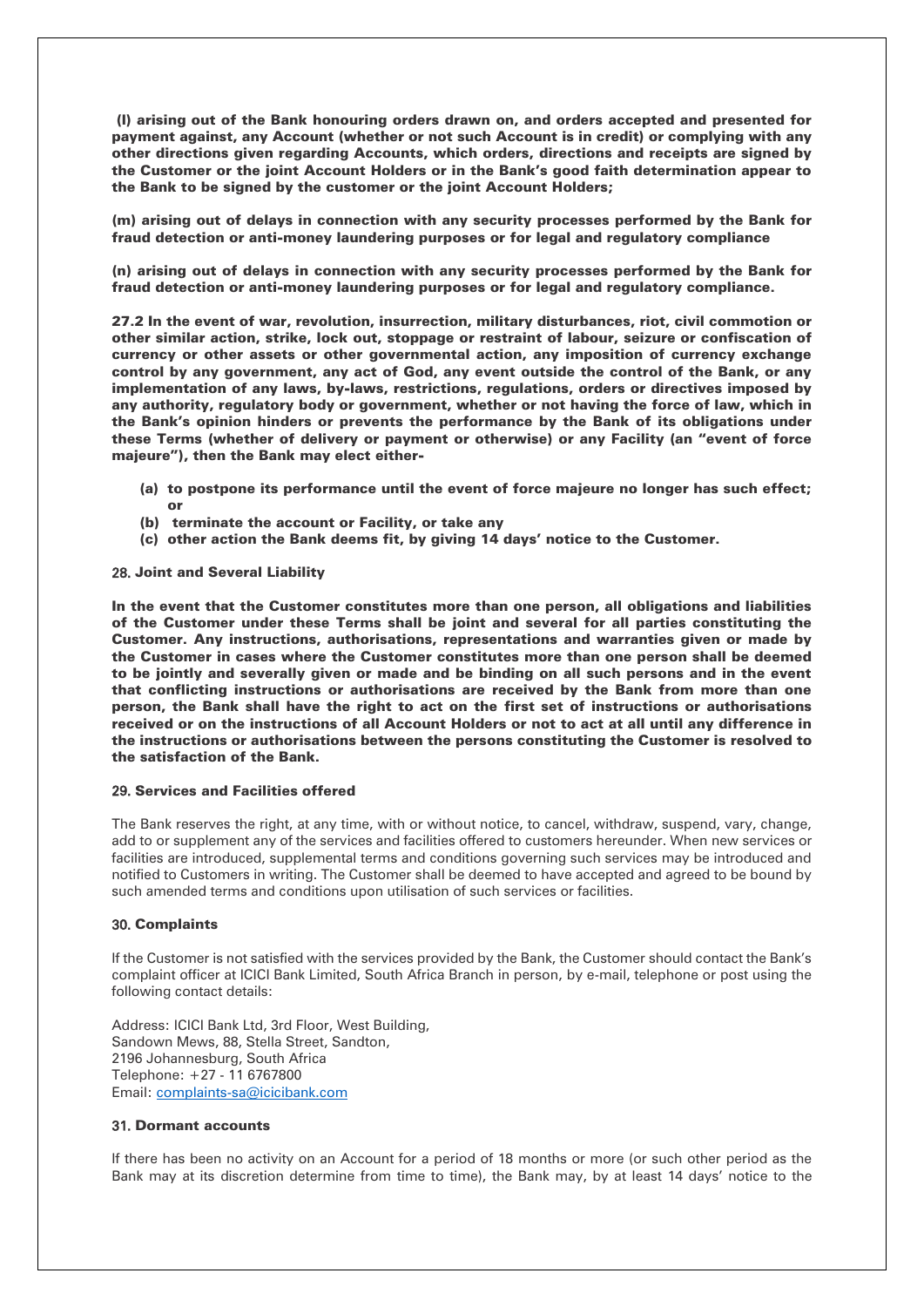**(l) arising out of the Bank honouring orders drawn on, and orders accepted and presented for payment against, any Account (whether or not such Account is in credit) or complying with any other directions given regarding Accounts, which orders, directions and receipts are signed by the Customer or the joint Account Holders or in the Bank's good faith determination appear to the Bank to be signed by the customer or the joint Account Holders;**

**(m) arising out of delays in connection with any security processes performed by the Bank for fraud detection or anti-money laundering purposes or for legal and regulatory compliance**

**(n) arising out of delays in connection with any security processes performed by the Bank for fraud detection or anti-money laundering purposes or for legal and regulatory compliance.**

**27.2 In the event of war, revolution, insurrection, military disturbances, riot, civil commotion or other similar action, strike, lock out, stoppage or restraint of labour, seizure or confiscation of currency or other assets or other governmental action, any imposition of currency exchange control by any government, any act of God, any event outside the control of the Bank, or any implementation of any laws, by-laws, restrictions, regulations, orders or directives imposed by any authority, regulatory body or government, whether or not having the force of law, which in the Bank's opinion hinders or prevents the performance by the Bank of its obligations under these Terms (whether of delivery or payment or otherwise) or any Facility (an "event of force majeure"), then the Bank may elect either-**

- **(a) to postpone its performance until the event of force majeure no longer has such effect; or**
- **(b) terminate the account or Facility, or take any**
- **(c) other action the Bank deems fit, by giving 14 days' notice to the Customer.**

## 28. Joint and Several Liability

**In the event that the Customer constitutes more than one person, all obligations and liabilities of the Customer under these Terms shall be joint and several for all parties constituting the Customer. Any instructions, authorisations, representations and warranties given or made by the Customer in cases where the Customer constitutes more than one person shall be deemed to be jointly and severally given or made and be binding on all such persons and in the event that conflicting instructions or authorisations are received by the Bank from more than one person, the Bank shall have the right to act on the first set of instructions or authorisations received or on the instructions of all Account Holders or not to act at all until any difference in the instructions or authorisations between the persons constituting the Customer is resolved to the satisfaction of the Bank.**

## 29. Services and Facilities offered

The Bank reserves the right, at any time, with or without notice, to cancel, withdraw, suspend, vary, change, add to or supplement any of the services and facilities offered to customers hereunder. When new services or facilities are introduced, supplemental terms and conditions governing such services may be introduced and notified to Customers in writing. The Customer shall be deemed to have accepted and agreed to be bound by such amended terms and conditions upon utilisation of such services or facilities.

## 30. Complaints

If the Customer is not satisfied with the services provided by the Bank, the Customer should contact the Bank's complaint officer at ICICI Bank Limited, South Africa Branch in person, by e-mail, telephone or post using the following contact details:

Address: ICICI Bank Ltd, 3rd Floor, West Building,
Sandown Mews, 88, Stella Street, Sandton,
2196 Johannesburg, South Africa
Telephone: +27 - 11 6767800
Email: complaints-sa@icicibank.com

## 31. Dormant accounts

If there has been no activity on an Account for a period of 18 months or more (or such other period as the Bank may at its discretion determine from time to time), the Bank may, by at least 14 days' notice to the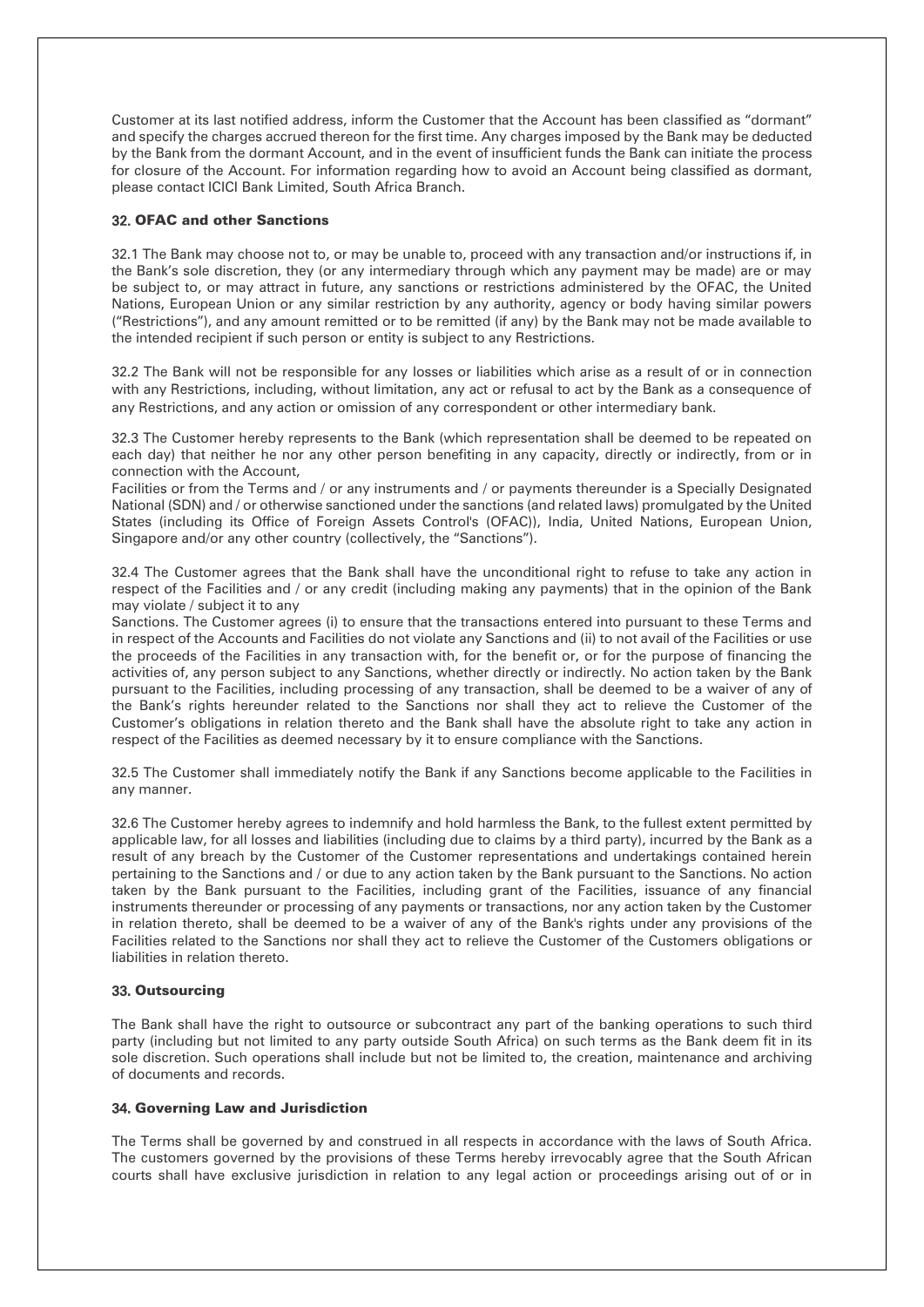Customer at its last notified address, inform the Customer that the Account has been classified as "dormant" and specify the charges accrued thereon for the first time. Any charges imposed by the Bank may be deducted by the Bank from the dormant Account, and in the event of insufficient funds the Bank can initiate the process for closure of the Account. For information regarding how to avoid an Account being classified as dormant, please contact ICICI Bank Limited, South Africa Branch.

### 32. OFAC and other Sanctions

32.1 The Bank may choose not to, or may be unable to, proceed with any transaction and/or instructions if, in the Bank's sole discretion, they (or any intermediary through which any payment may be made) are or may be subject to, or may attract in future, any sanctions or restrictions administered by the OFAC, the United Nations, European Union or any similar restriction by any authority, agency or body having similar powers ("Restrictions"), and any amount remitted or to be remitted (if any) by the Bank may not be made available to the intended recipient if such person or entity is subject to any Restrictions.

32.2 The Bank will not be responsible for any losses or liabilities which arise as a result of or in connection with any Restrictions, including, without limitation, any act or refusal to act by the Bank as a consequence of any Restrictions, and any action or omission of any correspondent or other intermediary bank.

32.3 The Customer hereby represents to the Bank (which representation shall be deemed to be repeated on each day) that neither he nor any other person benefiting in any capacity, directly or indirectly, from or in connection with the Account, Facilities or from the Terms and / or any instruments and / or payments thereunder is a Specially Designated National (SDN) and / or otherwise sanctioned under the sanctions (and related laws) promulgated by the United States (including its Office of Foreign Assets Control's (OFAC)), India, United Nations, European Union, Singapore and/or any other country (collectively, the "Sanctions").

32.4 The Customer agrees that the Bank shall have the unconditional right to refuse to take any action in respect of the Facilities and / or any credit (including making any payments) that in the opinion of the Bank may violate / subject it to any Sanctions. The Customer agrees (i) to ensure that the transactions entered into pursuant to these Terms and in respect of the Accounts and Facilities do not violate any Sanctions and (ii) to not avail of the Facilities or use the proceeds of the Facilities in any transaction with, for the benefit or, or for the purpose of financing the activities of, any person subject to any Sanctions, whether directly or indirectly. No action taken by the Bank pursuant to the Facilities, including processing of any transaction, shall be deemed to be a waiver of any of the Bank's rights hereunder related to the Sanctions nor shall they act to relieve the Customer of the Customer's obligations in relation thereto and the Bank shall have the absolute right to take any action in respect of the Facilities as deemed necessary by it to ensure compliance with the Sanctions.

32.5 The Customer shall immediately notify the Bank if any Sanctions become applicable to the Facilities in any manner.

32.6 The Customer hereby agrees to indemnify and hold harmless the Bank, to the fullest extent permitted by applicable law, for all losses and liabilities (including due to claims by a third party), incurred by the Bank as a result of any breach by the Customer of the Customer representations and undertakings contained herein pertaining to the Sanctions and / or due to any action taken by the Bank pursuant to the Sanctions. No action taken by the Bank pursuant to the Facilities, including grant of the Facilities, issuance of any financial instruments thereunder or processing of any payments or transactions, nor any action taken by the Customer in relation thereto, shall be deemed to be a waiver of any of the Bank's rights under any provisions of the Facilities related to the Sanctions nor shall they act to relieve the Customer of the Customers obligations or liabilities in relation thereto.

### 33. Outsourcing

The Bank shall have the right to outsource or subcontract any part of the banking operations to such third party (including but not limited to any party outside South Africa) on such terms as the Bank deem fit in its sole discretion. Such operations shall include but not be limited to, the creation, maintenance and archiving of documents and records.

### 34. Governing Law and Jurisdiction

The Terms shall be governed by and construed in all respects in accordance with the laws of South Africa. The customers governed by the provisions of these Terms hereby irrevocably agree that the South African courts shall have exclusive jurisdiction in relation to any legal action or proceedings arising out of or in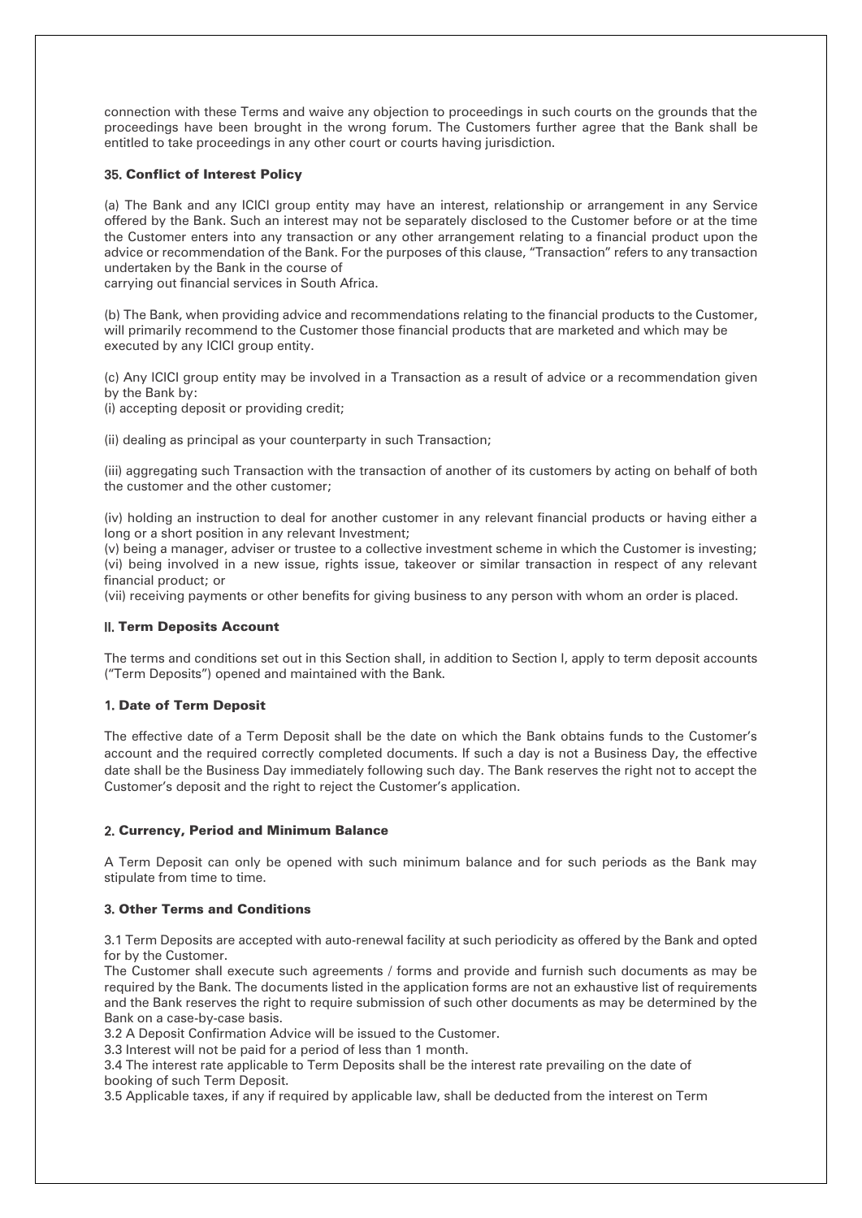connection with these Terms and waive any objection to proceedings in such courts on the grounds that the proceedings have been brought in the wrong forum. The Customers further agree that the Bank shall be entitled to take proceedings in any other court or courts having jurisdiction.

### 35. Conflict of Interest Policy

(a) The Bank and any ICICI group entity may have an interest, relationship or arrangement in any Service offered by the Bank. Such an interest may not be separately disclosed to the Customer before or at the time the Customer enters into any transaction or any other arrangement relating to a financial product upon the advice or recommendation of the Bank. For the purposes of this clause, "Transaction" refers to any transaction undertaken by the Bank in the course of
carrying out financial services in South Africa.

(b) The Bank, when providing advice and recommendations relating to the financial products to the Customer, will primarily recommend to the Customer those financial products that are marketed and which may be executed by any ICICI group entity.

(c) Any ICICI group entity may be involved in a Transaction as a result of advice or a recommendation given by the Bank by:
(i) accepting deposit or providing credit;

(ii) dealing as principal as your counterparty in such Transaction;

(iii) aggregating such Transaction with the transaction of another of its customers by acting on behalf of both the customer and the other customer;

(iv) holding an instruction to deal for another customer in any relevant financial products or having either a long or a short position in any relevant Investment;
(v) being a manager, adviser or trustee to a collective investment scheme in which the Customer is investing;
(vi) being involved in a new issue, rights issue, takeover or similar transaction in respect of any relevant financial product; or
(vii) receiving payments or other benefits for giving business to any person with whom an order is placed.

## II. Term Deposits Account

The terms and conditions set out in this Section shall, in addition to Section I, apply to term deposit accounts ("Term Deposits") opened and maintained with the Bank.

### 1. Date of Term Deposit

The effective date of a Term Deposit shall be the date on which the Bank obtains funds to the Customer's account and the required correctly completed documents. If such a day is not a Business Day, the effective date shall be the Business Day immediately following such day. The Bank reserves the right not to accept the Customer's deposit and the right to reject the Customer's application.

### 2. Currency, Period and Minimum Balance

A Term Deposit can only be opened with such minimum balance and for such periods as the Bank may stipulate from time to time.

### 3. Other Terms and Conditions

3.1 Term Deposits are accepted with auto-renewal facility at such periodicity as offered by the Bank and opted for by the Customer.
The Customer shall execute such agreements / forms and provide and furnish such documents as may be required by the Bank. The documents listed in the application forms are not an exhaustive list of requirements and the Bank reserves the right to require submission of such other documents as may be determined by the Bank on a case-by-case basis.
3.2 A Deposit Confirmation Advice will be issued to the Customer.
3.3 Interest will not be paid for a period of less than 1 month.
3.4 The interest rate applicable to Term Deposits shall be the interest rate prevailing on the date of booking of such Term Deposit.
3.5 Applicable taxes, if any if required by applicable law, shall be deducted from the interest on Term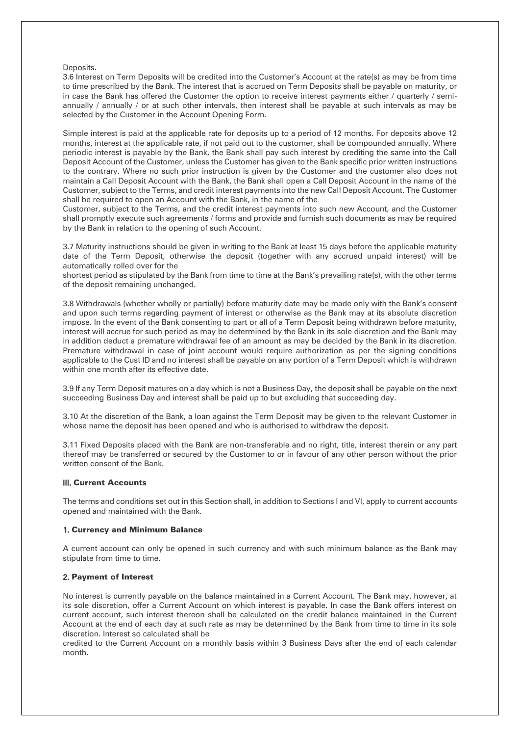Deposits.

3.6 Interest on Term Deposits will be credited into the Customer's Account at the rate(s) as may be from time to time prescribed by the Bank. The interest that is accrued on Term Deposits shall be payable on maturity, or in case the Bank has offered the Customer the option to receive interest payments either / quarterly / semi-annually / annually / or at such other intervals, then interest shall be payable at such intervals as may be selected by the Customer in the Account Opening Form.

Simple interest is paid at the applicable rate for deposits up to a period of 12 months. For deposits above 12 months, interest at the applicable rate, if not paid out to the customer, shall be compounded annually. Where periodic interest is payable by the Bank, the Bank shall pay such interest by crediting the same into the Call Deposit Account of the Customer, unless the Customer has given to the Bank specific prior written instructions to the contrary. Where no such prior instruction is given by the Customer and the customer also does not maintain a Call Deposit Account with the Bank, the Bank shall open a Call Deposit Account in the name of the Customer, subject to the Terms, and credit interest payments into the new Call Deposit Account. The Customer shall be required to open an Account with the Bank, in the name of the Customer, subject to the Terms, and the credit interest payments into such new Account, and the Customer shall promptly execute such agreements / forms and provide and furnish such documents as may be required by the Bank in relation to the opening of such Account.

3.7 Maturity instructions should be given in writing to the Bank at least 15 days before the applicable maturity date of the Term Deposit, otherwise the deposit (together with any accrued unpaid interest) will be automatically rolled over for the shortest period as stipulated by the Bank from time to time at the Bank's prevailing rate(s), with the other terms of the deposit remaining unchanged.

3.8 Withdrawals (whether wholly or partially) before maturity date may be made only with the Bank's consent and upon such terms regarding payment of interest or otherwise as the Bank may at its absolute discretion impose. In the event of the Bank consenting to part or all of a Term Deposit being withdrawn before maturity, interest will accrue for such period as may be determined by the Bank in its sole discretion and the Bank may in addition deduct a premature withdrawal fee of an amount as may be decided by the Bank in its discretion. Premature withdrawal in case of joint account would require authorization as per the signing conditions applicable to the Cust ID and no interest shall be payable on any portion of a Term Deposit which is withdrawn within one month after its effective date.

3.9 If any Term Deposit matures on a day which is not a Business Day, the deposit shall be payable on the next succeeding Business Day and interest shall be paid up to but excluding that succeeding day.

3.10 At the discretion of the Bank, a loan against the Term Deposit may be given to the relevant Customer in whose name the deposit has been opened and who is authorised to withdraw the deposit.

3.11 Fixed Deposits placed with the Bank are non-transferable and no right, title, interest therein or any part thereof may be transferred or secured by the Customer to or in favour of any other person without the prior written consent of the Bank.

## III. Current Accounts

The terms and conditions set out in this Section shall, in addition to Sections I and VI, apply to current accounts opened and maintained with the Bank.

### 1. Currency and Minimum Balance

A current account can only be opened in such currency and with such minimum balance as the Bank may stipulate from time to time.

### 2. Payment of Interest

No interest is currently payable on the balance maintained in a Current Account. The Bank may, however, at its sole discretion, offer a Current Account on which interest is payable. In case the Bank offers interest on current account, such interest thereon shall be calculated on the credit balance maintained in the Current Account at the end of each day at such rate as may be determined by the Bank from time to time in its sole discretion. Interest so calculated shall be credited to the Current Account on a monthly basis within 3 Business Days after the end of each calendar month.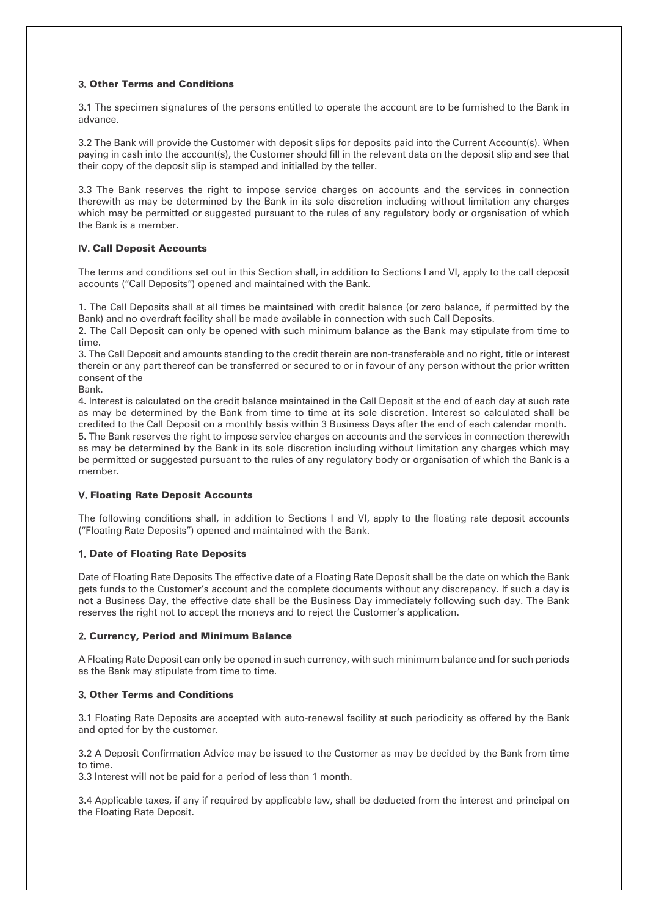### 3. Other Terms and Conditions

3.1 The specimen signatures of the persons entitled to operate the account are to be furnished to the Bank in advance.

3.2 The Bank will provide the Customer with deposit slips for deposits paid into the Current Account(s). When paying in cash into the account(s), the Customer should fill in the relevant data on the deposit slip and see that their copy of the deposit slip is stamped and initialled by the teller.

3.3 The Bank reserves the right to impose service charges on accounts and the services in connection therewith as may be determined by the Bank in its sole discretion including without limitation any charges which may be permitted or suggested pursuant to the rules of any regulatory body or organisation of which the Bank is a member.

## IV. Call Deposit Accounts

The terms and conditions set out in this Section shall, in addition to Sections I and VI, apply to the call deposit accounts ("Call Deposits") opened and maintained with the Bank.

1. The Call Deposits shall at all times be maintained with credit balance (or zero balance, if permitted by the Bank) and no overdraft facility shall be made available in connection with such Call Deposits.
2. The Call Deposit can only be opened with such minimum balance as the Bank may stipulate from time to time.
3. The Call Deposit and amounts standing to the credit therein are non-transferable and no right, title or interest therein or any part thereof can be transferred or secured to or in favour of any person without the prior written consent of the Bank.
4. Interest is calculated on the credit balance maintained in the Call Deposit at the end of each day at such rate as may be determined by the Bank from time to time at its sole discretion. Interest so calculated shall be credited to the Call Deposit on a monthly basis within 3 Business Days after the end of each calendar month.
5. The Bank reserves the right to impose service charges on accounts and the services in connection therewith as may be determined by the Bank in its sole discretion including without limitation any charges which may be permitted or suggested pursuant to the rules of any regulatory body or organisation of which the Bank is a member.

## V. Floating Rate Deposit Accounts

The following conditions shall, in addition to Sections I and VI, apply to the floating rate deposit accounts ("Floating Rate Deposits") opened and maintained with the Bank.

### 1. Date of Floating Rate Deposits

Date of Floating Rate Deposits The effective date of a Floating Rate Deposit shall be the date on which the Bank gets funds to the Customer's account and the complete documents without any discrepancy. If such a day is not a Business Day, the effective date shall be the Business Day immediately following such day. The Bank reserves the right not to accept the moneys and to reject the Customer's application.

### 2. Currency, Period and Minimum Balance

A Floating Rate Deposit can only be opened in such currency, with such minimum balance and for such periods as the Bank may stipulate from time to time.

### 3. Other Terms and Conditions

3.1 Floating Rate Deposits are accepted with auto-renewal facility at such periodicity as offered by the Bank and opted for by the customer.

3.2 A Deposit Confirmation Advice may be issued to the Customer as may be decided by the Bank from time to time.

3.3 Interest will not be paid for a period of less than 1 month.

3.4 Applicable taxes, if any if required by applicable law, shall be deducted from the interest and principal on the Floating Rate Deposit.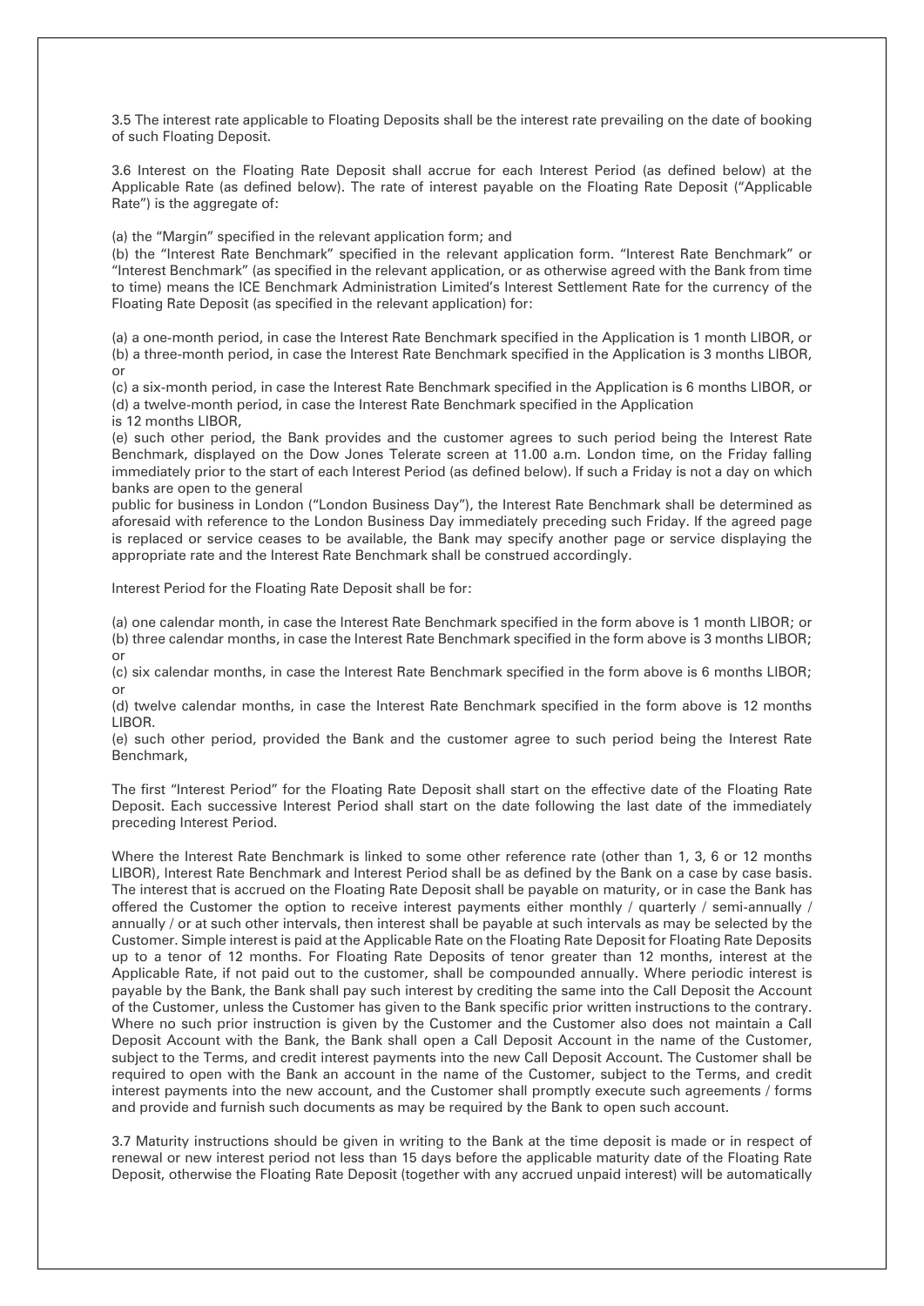3.5 The interest rate applicable to Floating Deposits shall be the interest rate prevailing on the date of booking of such Floating Deposit.

3.6 Interest on the Floating Rate Deposit shall accrue for each Interest Period (as defined below) at the Applicable Rate (as defined below). The rate of interest payable on the Floating Rate Deposit ("Applicable Rate") is the aggregate of:

(a) the "Margin" specified in the relevant application form; and
(b) the "Interest Rate Benchmark" specified in the relevant application form. "Interest Rate Benchmark" or "Interest Benchmark" (as specified in the relevant application, or as otherwise agreed with the Bank from time to time) means the ICE Benchmark Administration Limited's Interest Settlement Rate for the currency of the Floating Rate Deposit (as specified in the relevant application) for:

(a) a one-month period, in case the Interest Rate Benchmark specified in the Application is 1 month LIBOR, or
(b) a three-month period, in case the Interest Rate Benchmark specified in the Application is 3 months LIBOR, or
(c) a six-month period, in case the Interest Rate Benchmark specified in the Application is 6 months LIBOR, or
(d) a twelve-month period, in case the Interest Rate Benchmark specified in the Application is 12 months LIBOR,
(e) such other period, the Bank provides and the customer agrees to such period being the Interest Rate Benchmark, displayed on the Dow Jones Telerate screen at 11.00 a.m. London time, on the Friday falling immediately prior to the start of each Interest Period (as defined below). If such a Friday is not a day on which banks are open to the general public for business in London ("London Business Day"), the Interest Rate Benchmark shall be determined as aforesaid with reference to the London Business Day immediately preceding such Friday. If the agreed page is replaced or service ceases to be available, the Bank may specify another page or service displaying the appropriate rate and the Interest Rate Benchmark shall be construed accordingly.

Interest Period for the Floating Rate Deposit shall be for:

(a) one calendar month, in case the Interest Rate Benchmark specified in the form above is 1 month LIBOR; or
(b) three calendar months, in case the Interest Rate Benchmark specified in the form above is 3 months LIBOR; or
(c) six calendar months, in case the Interest Rate Benchmark specified in the form above is 6 months LIBOR; or
(d) twelve calendar months, in case the Interest Rate Benchmark specified in the form above is 12 months LIBOR.
(e) such other period, provided the Bank and the customer agree to such period being the Interest Rate Benchmark,

The first "Interest Period" for the Floating Rate Deposit shall start on the effective date of the Floating Rate Deposit. Each successive Interest Period shall start on the date following the last date of the immediately preceding Interest Period.

Where the Interest Rate Benchmark is linked to some other reference rate (other than 1, 3, 6 or 12 months LIBOR), Interest Rate Benchmark and Interest Period shall be as defined by the Bank on a case by case basis. The interest that is accrued on the Floating Rate Deposit shall be payable on maturity, or in case the Bank has offered the Customer the option to receive interest payments either monthly / quarterly / semi-annually / annually / or at such other intervals, then interest shall be payable at such intervals as may be selected by the Customer. Simple interest is paid at the Applicable Rate on the Floating Rate Deposit for Floating Rate Deposits up to a tenor of 12 months. For Floating Rate Deposits of tenor greater than 12 months, interest at the Applicable Rate, if not paid out to the customer, shall be compounded annually. Where periodic interest is payable by the Bank, the Bank shall pay such interest by crediting the same into the Call Deposit the Account of the Customer, unless the Customer has given to the Bank specific prior written instructions to the contrary. Where no such prior instruction is given by the Customer and the Customer also does not maintain a Call Deposit Account with the Bank, the Bank shall open a Call Deposit Account in the name of the Customer, subject to the Terms, and credit interest payments into the new Call Deposit Account. The Customer shall be required to open with the Bank an account in the name of the Customer, subject to the Terms, and credit interest payments into the new account, and the Customer shall promptly execute such agreements / forms and provide and furnish such documents as may be required by the Bank to open such account.

3.7 Maturity instructions should be given in writing to the Bank at the time deposit is made or in respect of renewal or new interest period not less than 15 days before the applicable maturity date of the Floating Rate Deposit, otherwise the Floating Rate Deposit (together with any accrued unpaid interest) will be automatically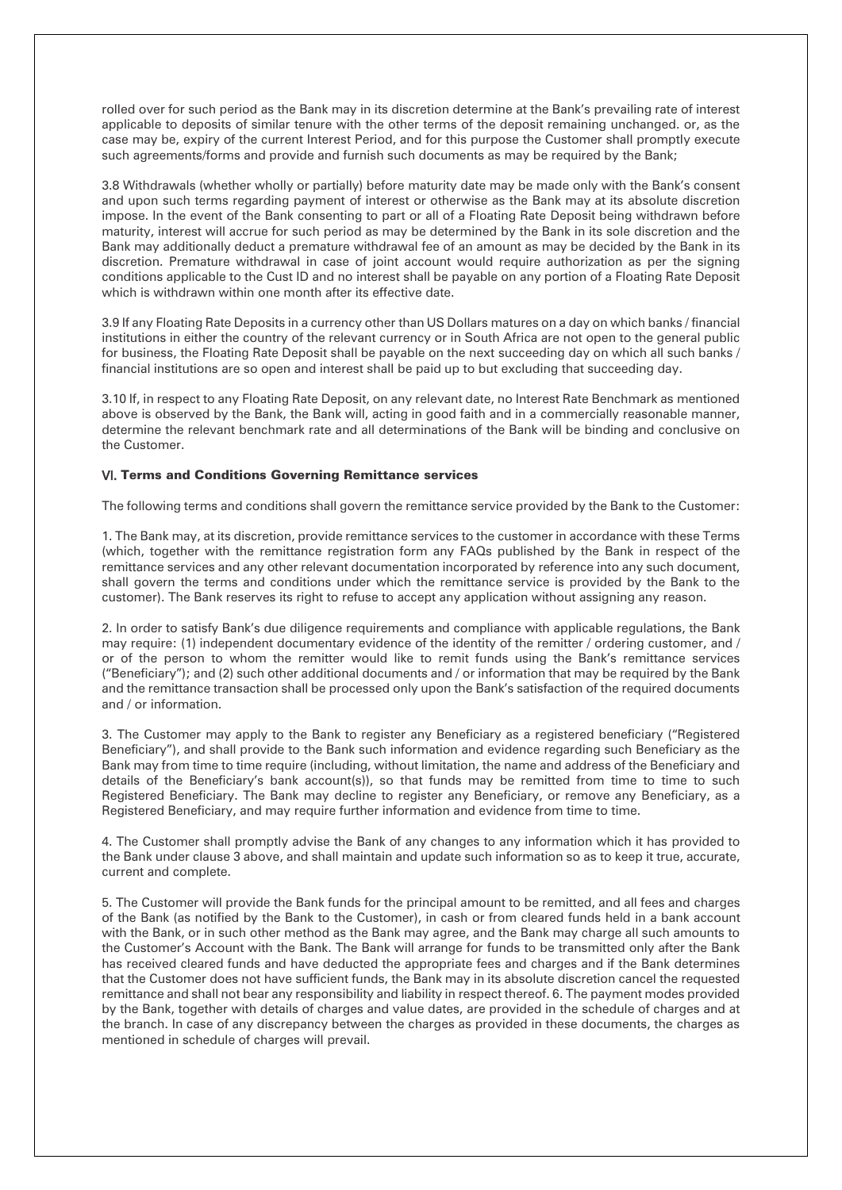rolled over for such period as the Bank may in its discretion determine at the Bank's prevailing rate of interest applicable to deposits of similar tenure with the other terms of the deposit remaining unchanged. or, as the case may be, expiry of the current Interest Period, and for this purpose the Customer shall promptly execute such agreements/forms and provide and furnish such documents as may be required by the Bank;

3.8 Withdrawals (whether wholly or partially) before maturity date may be made only with the Bank's consent and upon such terms regarding payment of interest or otherwise as the Bank may at its absolute discretion impose. In the event of the Bank consenting to part or all of a Floating Rate Deposit being withdrawn before maturity, interest will accrue for such period as may be determined by the Bank in its sole discretion and the Bank may additionally deduct a premature withdrawal fee of an amount as may be decided by the Bank in its discretion. Premature withdrawal in case of joint account would require authorization as per the signing conditions applicable to the Cust ID and no interest shall be payable on any portion of a Floating Rate Deposit which is withdrawn within one month after its effective date.

3.9 If any Floating Rate Deposits in a currency other than US Dollars matures on a day on which banks / financial institutions in either the country of the relevant currency or in South Africa are not open to the general public for business, the Floating Rate Deposit shall be payable on the next succeeding day on which all such banks / financial institutions are so open and interest shall be paid up to but excluding that succeeding day.

3.10 If, in respect to any Floating Rate Deposit, on any relevant date, no Interest Rate Benchmark as mentioned above is observed by the Bank, the Bank will, acting in good faith and in a commercially reasonable manner, determine the relevant benchmark rate and all determinations of the Bank will be binding and conclusive on the Customer.

### VI. Terms and Conditions Governing Remittance services

The following terms and conditions shall govern the remittance service provided by the Bank to the Customer:

1. The Bank may, at its discretion, provide remittance services to the customer in accordance with these Terms (which, together with the remittance registration form any FAQs published by the Bank in respect of the remittance services and any other relevant documentation incorporated by reference into any such document, shall govern the terms and conditions under which the remittance service is provided by the Bank to the customer). The Bank reserves its right to refuse to accept any application without assigning any reason.

2. In order to satisfy Bank's due diligence requirements and compliance with applicable regulations, the Bank may require: (1) independent documentary evidence of the identity of the remitter / ordering customer, and / or of the person to whom the remitter would like to remit funds using the Bank's remittance services ("Beneficiary"); and (2) such other additional documents and / or information that may be required by the Bank and the remittance transaction shall be processed only upon the Bank's satisfaction of the required documents and / or information.

3. The Customer may apply to the Bank to register any Beneficiary as a registered beneficiary ("Registered Beneficiary"), and shall provide to the Bank such information and evidence regarding such Beneficiary as the Bank may from time to time require (including, without limitation, the name and address of the Beneficiary and details of the Beneficiary's bank account(s)), so that funds may be remitted from time to time to such Registered Beneficiary. The Bank may decline to register any Beneficiary, or remove any Beneficiary, as a Registered Beneficiary, and may require further information and evidence from time to time.

4. The Customer shall promptly advise the Bank of any changes to any information which it has provided to the Bank under clause 3 above, and shall maintain and update such information so as to keep it true, accurate, current and complete.

5. The Customer will provide the Bank funds for the principal amount to be remitted, and all fees and charges of the Bank (as notified by the Bank to the Customer), in cash or from cleared funds held in a bank account with the Bank, or in such other method as the Bank may agree, and the Bank may charge all such amounts to the Customer's Account with the Bank. The Bank will arrange for funds to be transmitted only after the Bank has received cleared funds and have deducted the appropriate fees and charges and if the Bank determines that the Customer does not have sufficient funds, the Bank may in its absolute discretion cancel the requested remittance and shall not bear any responsibility and liability in respect thereof. 6. The payment modes provided by the Bank, together with details of charges and value dates, are provided in the schedule of charges and at the branch. In case of any discrepancy between the charges as provided in these documents, the charges as mentioned in schedule of charges will prevail.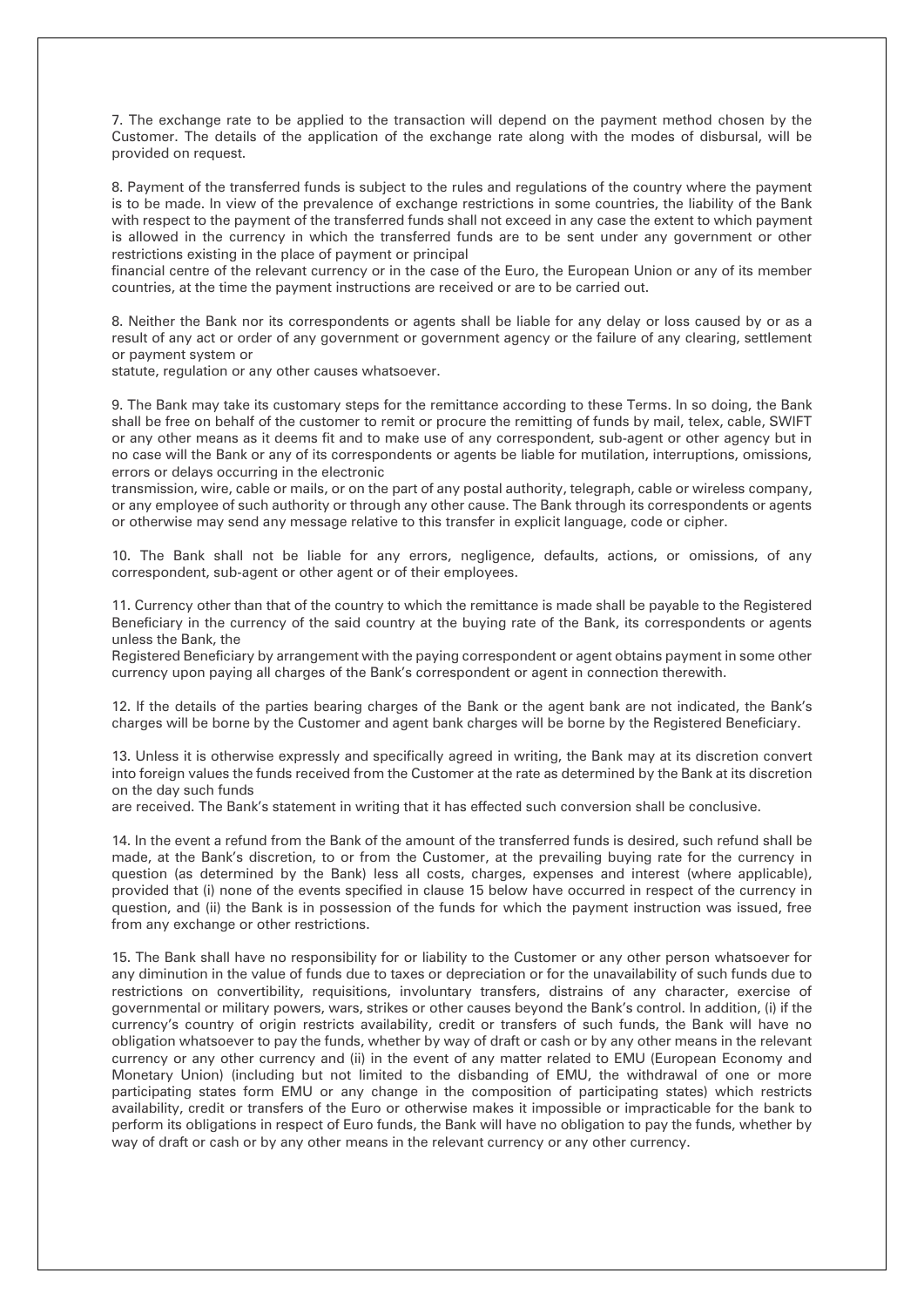7. The exchange rate to be applied to the transaction will depend on the payment method chosen by the Customer. The details of the application of the exchange rate along with the modes of disbursal, will be provided on request.

8. Payment of the transferred funds is subject to the rules and regulations of the country where the payment is to be made. In view of the prevalence of exchange restrictions in some countries, the liability of the Bank with respect to the payment of the transferred funds shall not exceed in any case the extent to which payment is allowed in the currency in which the transferred funds are to be sent under any government or other restrictions existing in the place of payment or principal financial centre of the relevant currency or in the case of the Euro, the European Union or any of its member countries, at the time the payment instructions are received or are to be carried out.

8. Neither the Bank nor its correspondents or agents shall be liable for any delay or loss caused by or as a result of any act or order of any government or government agency or the failure of any clearing, settlement or payment system or statute, regulation or any other causes whatsoever.

9. The Bank may take its customary steps for the remittance according to these Terms. In so doing, the Bank shall be free on behalf of the customer to remit or procure the remitting of funds by mail, telex, cable, SWIFT or any other means as it deems fit and to make use of any correspondent, sub-agent or other agency but in no case will the Bank or any of its correspondents or agents be liable for mutilation, interruptions, omissions, errors or delays occurring in the electronic transmission, wire, cable or mails, or on the part of any postal authority, telegraph, cable or wireless company, or any employee of such authority or through any other cause. The Bank through its correspondents or agents or otherwise may send any message relative to this transfer in explicit language, code or cipher.

10. The Bank shall not be liable for any errors, negligence, defaults, actions, or omissions, of any correspondent, sub-agent or other agent or of their employees.

11. Currency other than that of the country to which the remittance is made shall be payable to the Registered Beneficiary in the currency of the said country at the buying rate of the Bank, its correspondents or agents unless the Bank, the Registered Beneficiary by arrangement with the paying correspondent or agent obtains payment in some other currency upon paying all charges of the Bank's correspondent or agent in connection therewith.

12. If the details of the parties bearing charges of the Bank or the agent bank are not indicated, the Bank's charges will be borne by the Customer and agent bank charges will be borne by the Registered Beneficiary.

13. Unless it is otherwise expressly and specifically agreed in writing, the Bank may at its discretion convert into foreign values the funds received from the Customer at the rate as determined by the Bank at its discretion on the day such funds are received. The Bank's statement in writing that it has effected such conversion shall be conclusive.

14. In the event a refund from the Bank of the amount of the transferred funds is desired, such refund shall be made, at the Bank's discretion, to or from the Customer, at the prevailing buying rate for the currency in question (as determined by the Bank) less all costs, charges, expenses and interest (where applicable), provided that (i) none of the events specified in clause 15 below have occurred in respect of the currency in question, and (ii) the Bank is in possession of the funds for which the payment instruction was issued, free from any exchange or other restrictions.

15. The Bank shall have no responsibility for or liability to the Customer or any other person whatsoever for any diminution in the value of funds due to taxes or depreciation or for the unavailability of such funds due to restrictions on convertibility, requisitions, involuntary transfers, distrains of any character, exercise of governmental or military powers, wars, strikes or other causes beyond the Bank's control. In addition, (i) if the currency's country of origin restricts availability, credit or transfers of such funds, the Bank will have no obligation whatsoever to pay the funds, whether by way of draft or cash or by any other means in the relevant currency or any other currency and (ii) in the event of any matter related to EMU (European Economy and Monetary Union) (including but not limited to the disbanding of EMU, the withdrawal of one or more participating states form EMU or any change in the composition of participating states) which restricts availability, credit or transfers of the Euro or otherwise makes it impossible or impracticable for the bank to perform its obligations in respect of Euro funds, the Bank will have no obligation to pay the funds, whether by way of draft or cash or by any other means in the relevant currency or any other currency.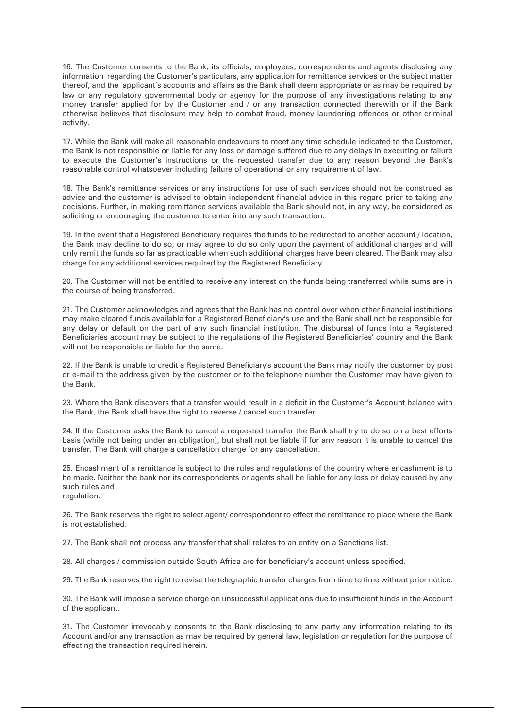16. The Customer consents to the Bank, its officials, employees, correspondents and agents disclosing any information regarding the Customer's particulars, any application for remittance services or the subject matter thereof, and the applicant's accounts and affairs as the Bank shall deem appropriate or as may be required by law or any regulatory governmental body or agency for the purpose of any investigations relating to any money transfer applied for by the Customer and / or any transaction connected therewith or if the Bank otherwise believes that disclosure may help to combat fraud, money laundering offences or other criminal activity.

17. While the Bank will make all reasonable endeavours to meet any time schedule indicated to the Customer, the Bank is not responsible or liable for any loss or damage suffered due to any delays in executing or failure to execute the Customer's instructions or the requested transfer due to any reason beyond the Bank's reasonable control whatsoever including failure of operational or any requirement of law.

18. The Bank's remittance services or any instructions for use of such services should not be construed as advice and the customer is advised to obtain independent financial advice in this regard prior to taking any decisions. Further, in making remittance services available the Bank should not, in any way, be considered as soliciting or encouraging the customer to enter into any such transaction.

19. In the event that a Registered Beneficiary requires the funds to be redirected to another account / location, the Bank may decline to do so, or may agree to do so only upon the payment of additional charges and will only remit the funds so far as practicable when such additional charges have been cleared. The Bank may also charge for any additional services required by the Registered Beneficiary.

20. The Customer will not be entitled to receive any interest on the funds being transferred while sums are in the course of being transferred.

21. The Customer acknowledges and agrees that the Bank has no control over when other financial institutions may make cleared funds available for a Registered Beneficiary's use and the Bank shall not be responsible for any delay or default on the part of any such financial institution. The disbursal of funds into a Registered Beneficiaries account may be subject to the regulations of the Registered Beneficiaries' country and the Bank will not be responsible or liable for the same.

22. If the Bank is unable to credit a Registered Beneficiary's account the Bank may notify the customer by post or e-mail to the address given by the customer or to the telephone number the Customer may have given to the Bank.

23. Where the Bank discovers that a transfer would result in a deficit in the Customer's Account balance with the Bank, the Bank shall have the right to reverse / cancel such transfer.

24. If the Customer asks the Bank to cancel a requested transfer the Bank shall try to do so on a best efforts basis (while not being under an obligation), but shall not be liable if for any reason it is unable to cancel the transfer. The Bank will charge a cancellation charge for any cancellation.

25. Encashment of a remittance is subject to the rules and regulations of the country where encashment is to be made. Neither the bank nor its correspondents or agents shall be liable for any loss or delay caused by any such rules and regulation.

26. The Bank reserves the right to select agent/ correspondent to effect the remittance to place where the Bank is not established.

27. The Bank shall not process any transfer that shall relates to an entity on a Sanctions list.

28. All charges / commission outside South Africa are for beneficiary's account unless specified.

29. The Bank reserves the right to revise the telegraphic transfer charges from time to time without prior notice.

30. The Bank will impose a service charge on unsuccessful applications due to insufficient funds in the Account of the applicant.

31. The Customer irrevocably consents to the Bank disclosing to any party any information relating to its Account and/or any transaction as may be required by general law, legislation or regulation for the purpose of effecting the transaction required herein.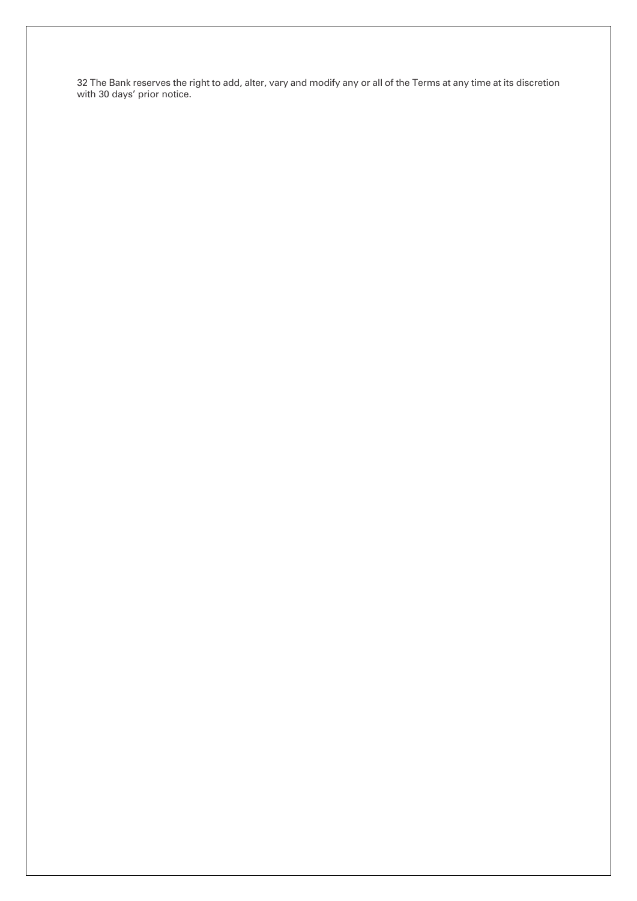32 The Bank reserves the right to add, alter, vary and modify any or all of the Terms at any time at its discretion with 30 days' prior notice.